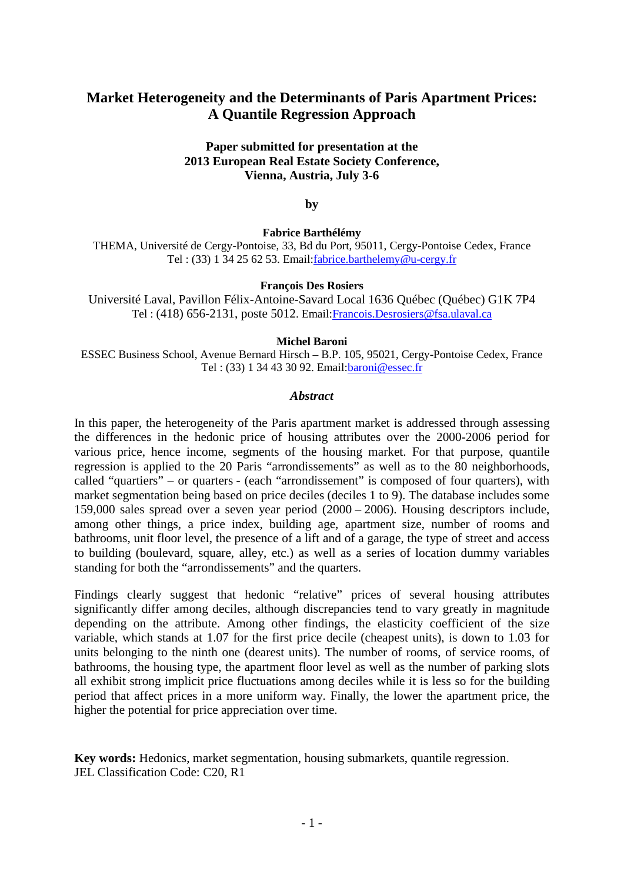# Market Heterogeneity and the Determinants of Paris Apartment Prices: A Quantile Regression Approach

**Paper submitted for presentation at the 2013 European Real Estate Society Conference, Vienna, Austria, July 3-6**

**by**

**Fabrice Barthélémy**

THEMA, Université de Cergy-Pontoise, 33, Bd du Port, 95011, Cergy-Pontoise Cedex, France
Tel : (33) 1 34 25 62 53. Email:fabrice.barthelemy@u-cergy.fr

**François Des Rosiers**

Université Laval, Pavillon Félix-Antoine-Savard Local 1636 Québec (Québec) G1K 7P4
Tel : (418) 656-2131, poste 5012. Email:Francois.Desrosiers@fsa.ulaval.ca

**Michel Baroni**

ESSEC Business School, Avenue Bernard Hirsch – B.P. 105, 95021, Cergy-Pontoise Cedex, France
Tel : (33) 1 34 43 30 92. Email:baroni@essec.fr

## *Abstract*

In this paper, the heterogeneity of the Paris apartment market is addressed through assessing the differences in the hedonic price of housing attributes over the 2000-2006 period for various price, hence income, segments of the housing market. For that purpose, quantile regression is applied to the 20 Paris "arrondissements" as well as to the 80 neighborhoods, called "quartiers" – or quarters - (each "arrondissement" is composed of four quarters), with market segmentation being based on price deciles (deciles 1 to 9). The database includes some 159,000 sales spread over a seven year period (2000 – 2006). Housing descriptors include, among other things, a price index, building age, apartment size, number of rooms and bathrooms, unit floor level, the presence of a lift and of a garage, the type of street and access to building (boulevard, square, alley, etc.) as well as a series of location dummy variables standing for both the "arrondissements" and the quarters.

Findings clearly suggest that hedonic "relative" prices of several housing attributes significantly differ among deciles, although discrepancies tend to vary greatly in magnitude depending on the attribute. Among other findings, the elasticity coefficient of the size variable, which stands at 1.07 for the first price decile (cheapest units), is down to 1.03 for units belonging to the ninth one (dearest units). The number of rooms, of service rooms, of bathrooms, the housing type, the apartment floor level as well as the number of parking slots all exhibit strong implicit price fluctuations among deciles while it is less so for the building period that affect prices in a more uniform way. Finally, the lower the apartment price, the higher the potential for price appreciation over time.

**Key words:** Hedonics, market segmentation, housing submarkets, quantile regression.
JEL Classification Code: C20, R1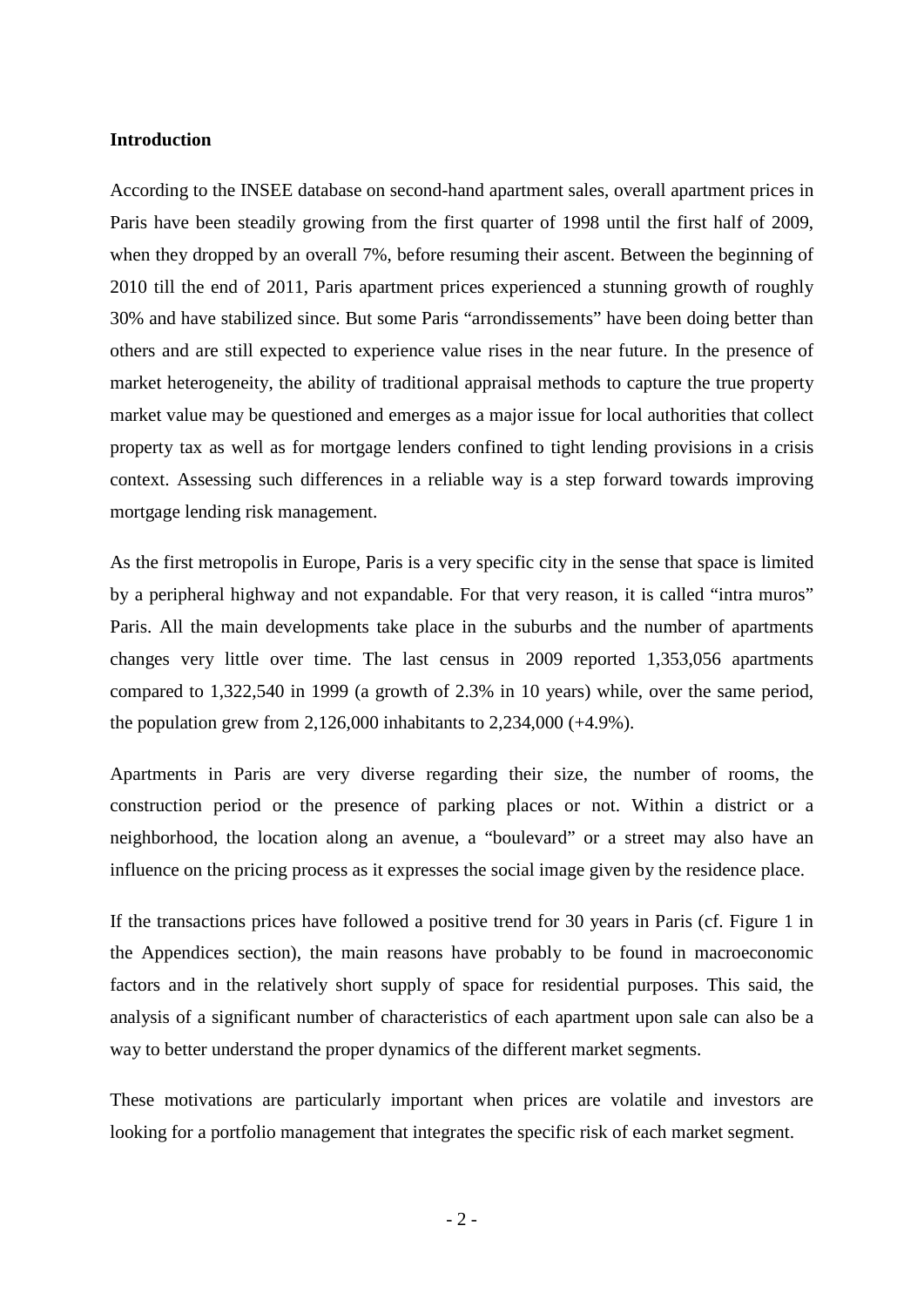**Introduction**

According to the INSEE database on second-hand apartment sales, overall apartment prices in Paris have been steadily growing from the first quarter of 1998 until the first half of 2009, when they dropped by an overall 7%, before resuming their ascent. Between the beginning of 2010 till the end of 2011, Paris apartment prices experienced a stunning growth of roughly 30% and have stabilized since. But some Paris "arrondissements" have been doing better than others and are still expected to experience value rises in the near future. In the presence of market heterogeneity, the ability of traditional appraisal methods to capture the true property market value may be questioned and emerges as a major issue for local authorities that collect property tax as well as for mortgage lenders confined to tight lending provisions in a crisis context. Assessing such differences in a reliable way is a step forward towards improving mortgage lending risk management.

As the first metropolis in Europe, Paris is a very specific city in the sense that space is limited by a peripheral highway and not expandable. For that very reason, it is called "intra muros" Paris. All the main developments take place in the suburbs and the number of apartments changes very little over time. The last census in 2009 reported 1,353,056 apartments compared to 1,322,540 in 1999 (a growth of 2.3% in 10 years) while, over the same period, the population grew from 2,126,000 inhabitants to 2,234,000 (+4.9%).

Apartments in Paris are very diverse regarding their size, the number of rooms, the construction period or the presence of parking places or not. Within a district or a neighborhood, the location along an avenue, a "boulevard" or a street may also have an influence on the pricing process as it expresses the social image given by the residence place.

If the transactions prices have followed a positive trend for 30 years in Paris (cf. Figure 1 in the Appendices section), the main reasons have probably to be found in macroeconomic factors and in the relatively short supply of space for residential purposes. This said, the analysis of a significant number of characteristics of each apartment upon sale can also be a way to better understand the proper dynamics of the different market segments.

These motivations are particularly important when prices are volatile and investors are looking for a portfolio management that integrates the specific risk of each market segment.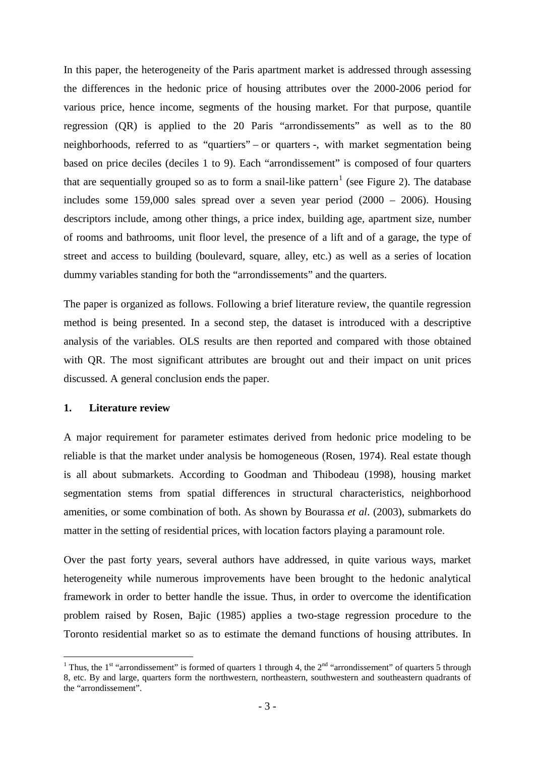In this paper, the heterogeneity of the Paris apartment market is addressed through assessing the differences in the hedonic price of housing attributes over the 2000-2006 period for various price, hence income, segments of the housing market. For that purpose, quantile regression (QR) is applied to the 20 Paris "arrondissements" as well as to the 80 neighborhoods, referred to as "quartiers" – or quarters -, with market segmentation being based on price deciles (deciles 1 to 9). Each "arrondissement" is composed of four quarters that are sequentially grouped so as to form a snail-like pattern[1] (see Figure 2). The database includes some 159,000 sales spread over a seven year period (2000 – 2006). Housing descriptors include, among other things, a price index, building age, apartment size, number of rooms and bathrooms, unit floor level, the presence of a lift and of a garage, the type of street and access to building (boulevard, square, alley, etc.) as well as a series of location dummy variables standing for both the "arrondissements" and the quarters.

The paper is organized as follows. Following a brief literature review, the quantile regression method is being presented. In a second step, the dataset is introduced with a descriptive analysis of the variables. OLS results are then reported and compared with those obtained with QR. The most significant attributes are brought out and their impact on unit prices discussed. A general conclusion ends the paper.

## 1. Literature review

A major requirement for parameter estimates derived from hedonic price modeling to be reliable is that the market under analysis be homogeneous (Rosen, 1974). Real estate though is all about submarkets. According to Goodman and Thibodeau (1998), housing market segmentation stems from spatial differences in structural characteristics, neighborhood amenities, or some combination of both. As shown by Bourassa *et al*. (2003), submarkets do matter in the setting of residential prices, with location factors playing a paramount role.

Over the past forty years, several authors have addressed, in quite various ways, market heterogeneity while numerous improvements have been brought to the hedonic analytical framework in order to better handle the issue. Thus, in order to overcome the identification problem raised by Rosen, Bajic (1985) applies a two-stage regression procedure to the Toronto residential market so as to estimate the demand functions of housing attributes. In

---

[1] Thus, the 1st "arrondissement" is formed of quarters 1 through 4, the 2nd "arrondissement" of quarters 5 through 8, etc. By and large, quarters form the northwestern, northeastern, southwestern and southeastern quadrants of the "arrondissement".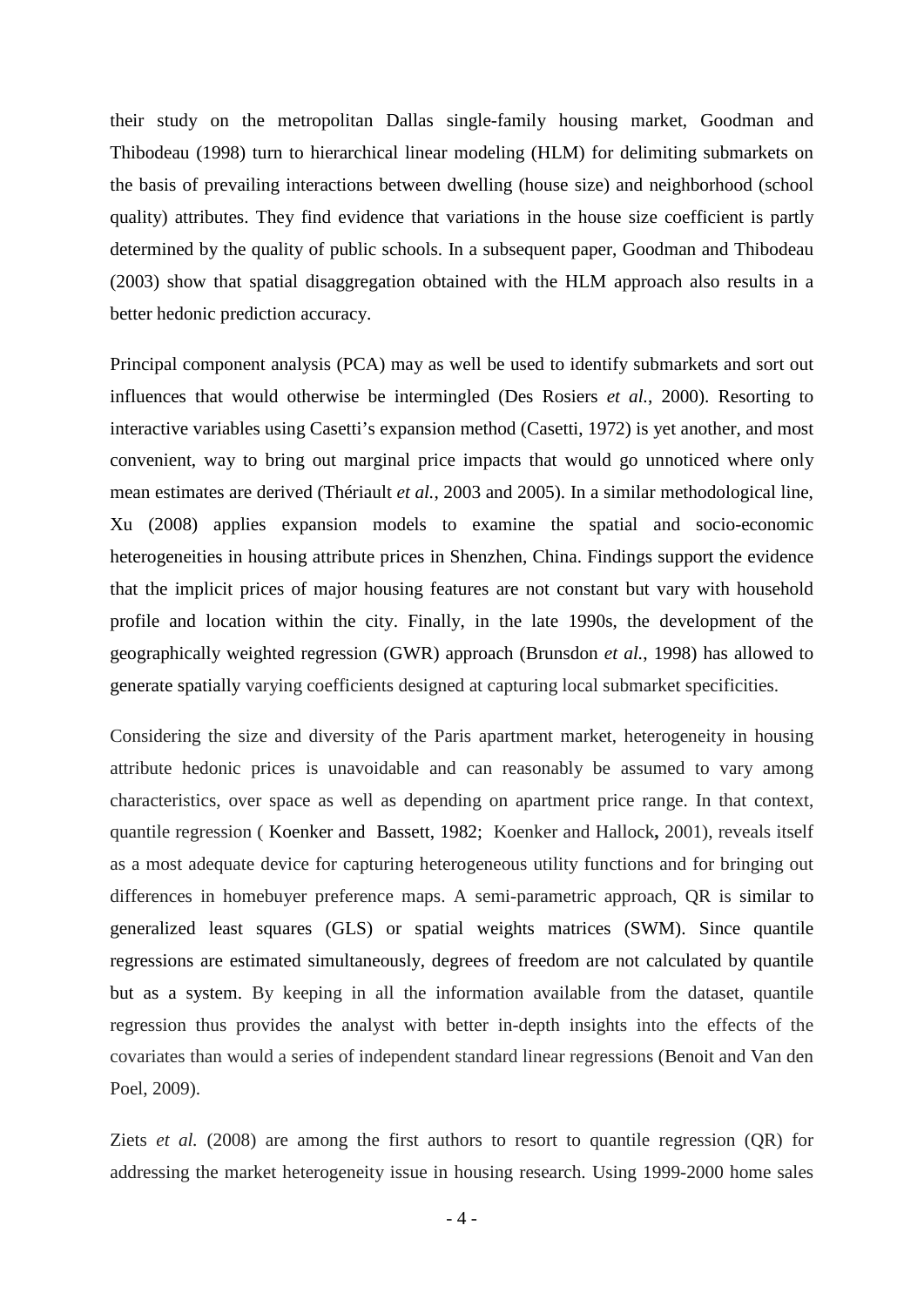their study on the metropolitan Dallas single-family housing market, Goodman and Thibodeau (1998) turn to hierarchical linear modeling (HLM) for delimiting submarkets on the basis of prevailing interactions between dwelling (house size) and neighborhood (school quality) attributes. They find evidence that variations in the house size coefficient is partly determined by the quality of public schools. In a subsequent paper, Goodman and Thibodeau (2003) show that spatial disaggregation obtained with the HLM approach also results in a better hedonic prediction accuracy.

Principal component analysis (PCA) may as well be used to identify submarkets and sort out influences that would otherwise be intermingled (Des Rosiers *et al.*, 2000). Resorting to interactive variables using Casetti's expansion method (Casetti, 1972) is yet another, and most convenient, way to bring out marginal price impacts that would go unnoticed where only mean estimates are derived (Thériault *et al.*, 2003 and 2005). In a similar methodological line, Xu (2008) applies expansion models to examine the spatial and socio-economic heterogeneities in housing attribute prices in Shenzhen, China. Findings support the evidence that the implicit prices of major housing features are not constant but vary with household profile and location within the city. Finally, in the late 1990s, the development of the geographically weighted regression (GWR) approach (Brunsdon *et al.*, 1998) has allowed to generate spatially varying coefficients designed at capturing local submarket specificities.

Considering the size and diversity of the Paris apartment market, heterogeneity in housing attribute hedonic prices is unavoidable and can reasonably be assumed to vary among characteristics, over space as well as depending on apartment price range. In that context, quantile regression ( Koenker and  Bassett, 1982;  Koenker and Hallock**,** 2001), reveals itself as a most adequate device for capturing heterogeneous utility functions and for bringing out differences in homebuyer preference maps. A semi-parametric approach, QR is similar to generalized least squares (GLS) or spatial weights matrices (SWM). Since quantile regressions are estimated simultaneously, degrees of freedom are not calculated by quantile but as a system. By keeping in all the information available from the dataset, quantile regression thus provides the analyst with better in-depth insights into the effects of the covariates than would a series of independent standard linear regressions (Benoit and Van den Poel, 2009).

Ziets *et al.* (2008) are among the first authors to resort to quantile regression (QR) for addressing the market heterogeneity issue in housing research. Using 1999-2000 home sales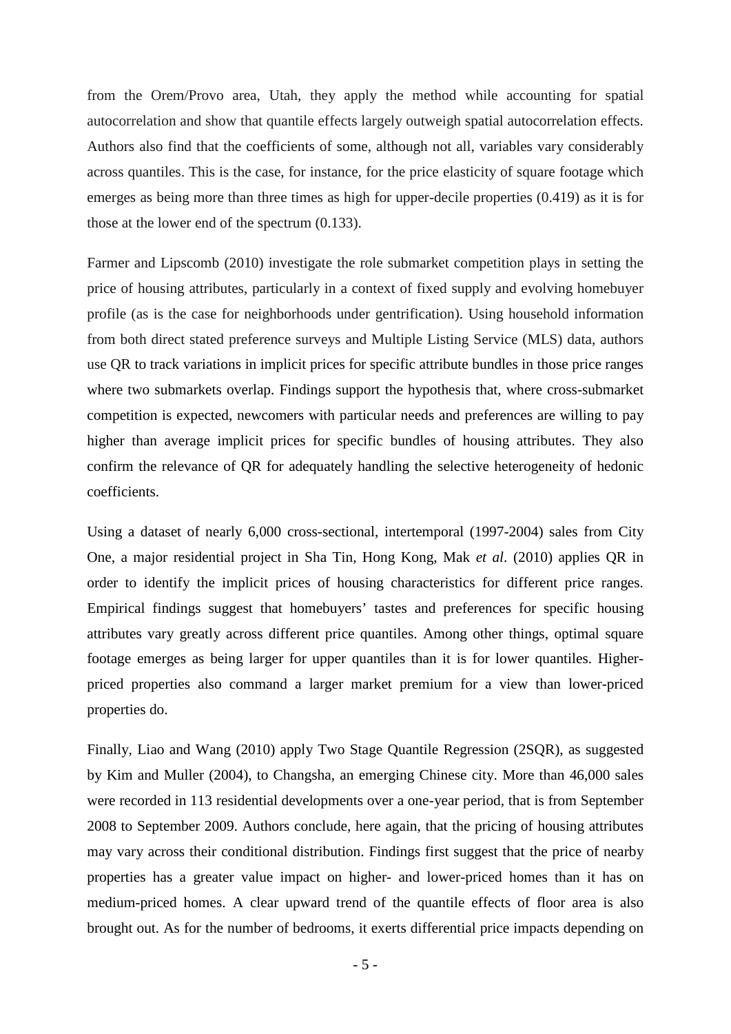from the Orem/Provo area, Utah, they apply the method while accounting for spatial autocorrelation and show that quantile effects largely outweigh spatial autocorrelation effects. Authors also find that the coefficients of some, although not all, variables vary considerably across quantiles. This is the case, for instance, for the price elasticity of square footage which emerges as being more than three times as high for upper-decile properties (0.419) as it is for those at the lower end of the spectrum (0.133).

Farmer and Lipscomb (2010) investigate the role submarket competition plays in setting the price of housing attributes, particularly in a context of fixed supply and evolving homebuyer profile (as is the case for neighborhoods under gentrification). Using household information from both direct stated preference surveys and Multiple Listing Service (MLS) data, authors use QR to track variations in implicit prices for specific attribute bundles in those price ranges where two submarkets overlap. Findings support the hypothesis that, where cross-submarket competition is expected, newcomers with particular needs and preferences are willing to pay higher than average implicit prices for specific bundles of housing attributes. They also confirm the relevance of QR for adequately handling the selective heterogeneity of hedonic coefficients.

Using a dataset of nearly 6,000 cross-sectional, intertemporal (1997-2004) sales from City One, a major residential project in Sha Tin, Hong Kong, Mak *et al*. (2010) applies QR in order to identify the implicit prices of housing characteristics for different price ranges. Empirical findings suggest that homebuyers' tastes and preferences for specific housing attributes vary greatly across different price quantiles. Among other things, optimal square footage emerges as being larger for upper quantiles than it is for lower quantiles. Higher-priced properties also command a larger market premium for a view than lower-priced properties do.

Finally, Liao and Wang (2010) apply Two Stage Quantile Regression (2SQR), as suggested by Kim and Muller (2004), to Changsha, an emerging Chinese city. More than 46,000 sales were recorded in 113 residential developments over a one-year period, that is from September 2008 to September 2009. Authors conclude, here again, that the pricing of housing attributes may vary across their conditional distribution. Findings first suggest that the price of nearby properties has a greater value impact on higher- and lower-priced homes than it has on medium-priced homes. A clear upward trend of the quantile effects of floor area is also brought out. As for the number of bedrooms, it exerts differential price impacts depending on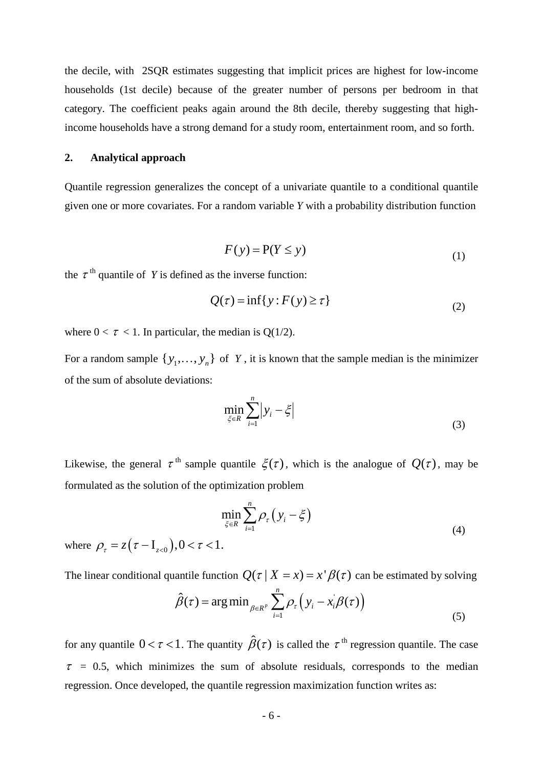the decile, with 2SQR estimates suggesting that implicit prices are highest for low-income households (1st decile) because of the greater number of persons per bedroom in that category. The coefficient peaks again around the 8th decile, thereby suggesting that high-income households have a strong demand for a study room, entertainment room, and so forth.

## 2. Analytical approach

Quantile regression generalizes the concept of a univariate quantile to a conditional quantile given one or more covariates. For a random variable *Y* with a probability distribution function

$$F(y) = \mathrm{P}(Y \le y) \tag{1}$$

the $\tau^{\text{th}}$ quantile of $Y$ is defined as the inverse function:

$$Q(\tau) = \inf\{y : F(y) \ge \tau\} \tag{2}$$

where $0 < \tau < 1$. In particular, the median is Q(1/2).

For a random sample $\{y_1, \ldots, y_n\}$ of $Y$, it is known that the sample median is the minimizer of the sum of absolute deviations:

$$\min_{\xi \in R} \sum_{i=1}^{n} \left| y_i - \xi \right| \tag{3}$$

Likewise, the general $\tau^{\text{th}}$ sample quantile $\xi(\tau)$, which is the analogue of $Q(\tau)$, may be formulated as the solution of the optimization problem

$$\min_{\xi \in R} \sum_{i=1}^{n} \rho_\tau \left( y_i - \xi \right) \tag{4}$$

where $\rho_\tau = z\left(\tau - \mathrm{I}_{z<0}\right), 0 < \tau < 1.$

The linear conditional quantile function $Q(\tau \mid X = x) = x'\beta(\tau)$ can be estimated by solving

$$\hat{\beta}(\tau) = \arg\min_{\beta \in R^p} \sum_{i=1}^{n} \rho_\tau \left( y_i - x_i'\beta(\tau) \right) \tag{5}$$

for any quantile $0 < \tau < 1$. The quantity $\hat{\beta}(\tau)$ is called the $\tau^{\text{th}}$ regression quantile. The case $\tau$ = 0.5, which minimizes the sum of absolute residuals, corresponds to the median regression. Once developed, the quantile regression maximization function writes as: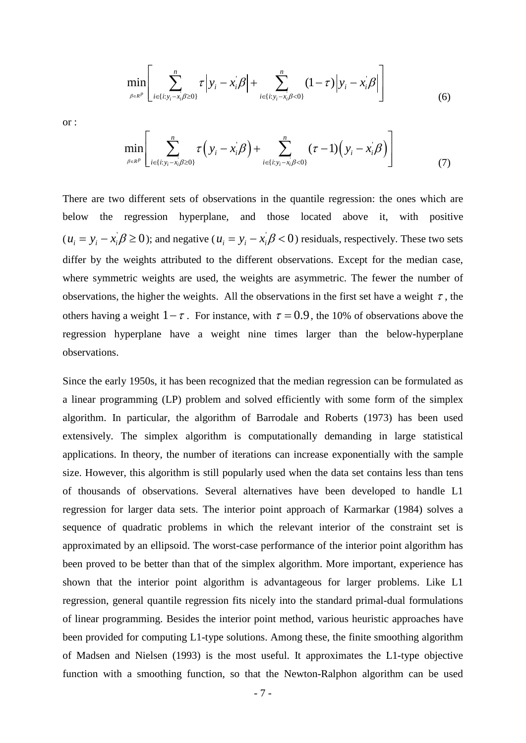$$\min_{\beta \in R^p} \left[ \sum_{i \in \{i: y_i - x_i'\beta \geq 0\}}^{n} \tau \left| y_i - x_i'\beta \right| + \sum_{i \in \{i: y_i - x_i'\beta < 0\}}^{n} (1-\tau) \left| y_i - x_i'\beta \right| \right] \tag{6}$$

or :

$$\min_{\beta \in R^p} \left[ \sum_{i \in \{i: y_i - x_i'\beta \geq 0\}}^{n} \tau \left( y_i - x_i'\beta \right) + \sum_{i \in \{i: y_i - x_i'\beta < 0\}}^{n} (\tau - 1) \left( y_i - x_i'\beta \right) \right] \tag{7}$$

There are two different sets of observations in the quantile regression: the ones which are below the regression hyperplane, and those located above it, with positive ($u_i = y_i - x_i'\beta \geq 0$); and negative ($u_i = y_i - x_i'\beta < 0$) residuals, respectively. These two sets differ by the weights attributed to the different observations. Except for the median case, where symmetric weights are used, the weights are asymmetric. The fewer the number of observations, the higher the weights. All the observations in the first set have a weight $\tau$, the others having a weight $1-\tau$. For instance, with $\tau = 0.9$, the 10% of observations above the regression hyperplane have a weight nine times larger than the below-hyperplane observations.

Since the early 1950s, it has been recognized that the median regression can be formulated as a linear programming (LP) problem and solved efficiently with some form of the simplex algorithm. In particular, the algorithm of Barrodale and Roberts (1973) has been used extensively. The simplex algorithm is computationally demanding in large statistical applications. In theory, the number of iterations can increase exponentially with the sample size. However, this algorithm is still popularly used when the data set contains less than tens of thousands of observations. Several alternatives have been developed to handle L1 regression for larger data sets. The interior point approach of Karmarkar (1984) solves a sequence of quadratic problems in which the relevant interior of the constraint set is approximated by an ellipsoid. The worst-case performance of the interior point algorithm has been proved to be better than that of the simplex algorithm. More important, experience has shown that the interior point algorithm is advantageous for larger problems. Like L1 regression, general quantile regression fits nicely into the standard primal-dual formulations of linear programming. Besides the interior point method, various heuristic approaches have been provided for computing L1-type solutions. Among these, the finite smoothing algorithm of Madsen and Nielsen (1993) is the most useful. It approximates the L1-type objective function with a smoothing function, so that the Newton-Ralphon algorithm can be used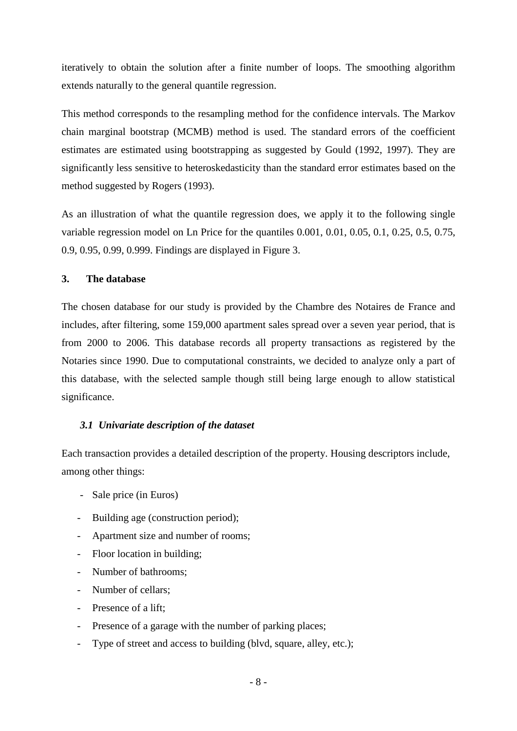iteratively to obtain the solution after a finite number of loops. The smoothing algorithm extends naturally to the general quantile regression.

This method corresponds to the resampling method for the confidence intervals. The Markov chain marginal bootstrap (MCMB) method is used. The standard errors of the coefficient estimates are estimated using bootstrapping as suggested by Gould (1992, 1997). They are significantly less sensitive to heteroskedasticity than the standard error estimates based on the method suggested by Rogers (1993).

As an illustration of what the quantile regression does, we apply it to the following single variable regression model on Ln Price for the quantiles 0.001, 0.01, 0.05, 0.1, 0.25, 0.5, 0.75, 0.9, 0.95, 0.99, 0.999. Findings are displayed in Figure 3.

## 3. The database

The chosen database for our study is provided by the Chambre des Notaires de France and includes, after filtering, some 159,000 apartment sales spread over a seven year period, that is from 2000 to 2006. This database records all property transactions as registered by the Notaries since 1990. Due to computational constraints, we decided to analyze only a part of this database, with the selected sample though still being large enough to allow statistical significance.

### *3.1 Univariate description of the dataset*

Each transaction provides a detailed description of the property. Housing descriptors include, among other things:

- Sale price (in Euros)
- Building age (construction period);
- Apartment size and number of rooms;
- Floor location in building;
- Number of bathrooms;
- Number of cellars;
- Presence of a lift;
- Presence of a garage with the number of parking places;
- Type of street and access to building (blvd, square, alley, etc.);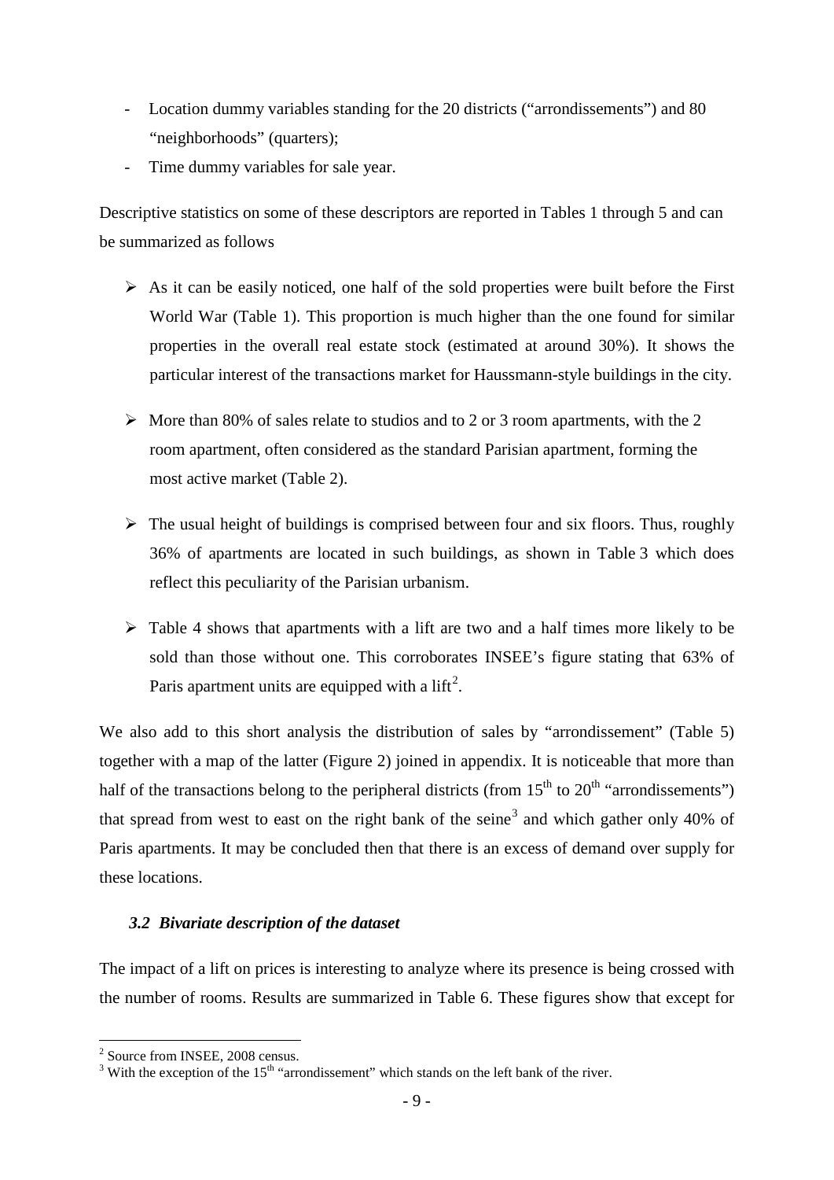- Location dummy variables standing for the 20 districts ("arrondissements") and 80 "neighborhoods" (quarters);
- Time dummy variables for sale year.

Descriptive statistics on some of these descriptors are reported in Tables 1 through 5 and can be summarized as follows

- As it can be easily noticed, one half of the sold properties were built before the First World War (Table 1). This proportion is much higher than the one found for similar properties in the overall real estate stock (estimated at around 30%). It shows the particular interest of the transactions market for Haussmann-style buildings in the city.

- More than 80% of sales relate to studios and to 2 or 3 room apartments, with the 2 room apartment, often considered as the standard Parisian apartment, forming the most active market (Table 2).

- The usual height of buildings is comprised between four and six floors. Thus, roughly 36% of apartments are located in such buildings, as shown in Table 3 which does reflect this peculiarity of the Parisian urbanism.

- Table 4 shows that apartments with a lift are two and a half times more likely to be sold than those without one. This corroborates INSEE's figure stating that 63% of Paris apartment units are equipped with a lift[2].

We also add to this short analysis the distribution of sales by "arrondissement" (Table 5) together with a map of the latter (Figure 2) joined in appendix. It is noticeable that more than half of the transactions belong to the peripheral districts (from 15th to 20th "arrondissements") that spread from west to east on the right bank of the seine[3] and which gather only 40% of Paris apartments. It may be concluded then that there is an excess of demand over supply for these locations.

### *3.2 Bivariate description of the dataset*

The impact of a lift on prices is interesting to analyze where its presence is being crossed with the number of rooms. Results are summarized in Table 6. These figures show that except for

---

[2] Source from INSEE, 2008 census.

[3] With the exception of the 15th "arrondissement" which stands on the left bank of the river.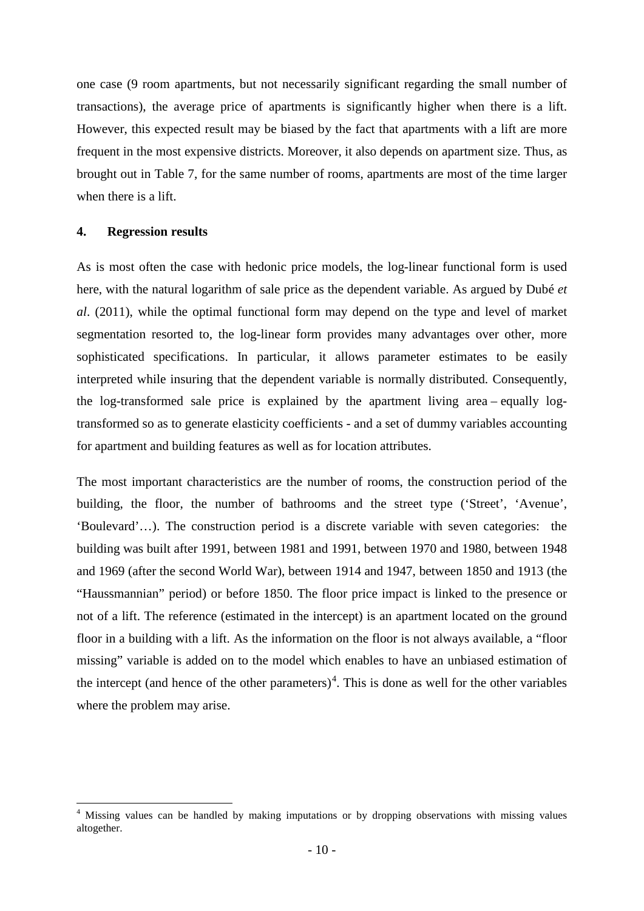one case (9 room apartments, but not necessarily significant regarding the small number of transactions), the average price of apartments is significantly higher when there is a lift. However, this expected result may be biased by the fact that apartments with a lift are more frequent in the most expensive districts. Moreover, it also depends on apartment size. Thus, as brought out in Table 7, for the same number of rooms, apartments are most of the time larger when there is a lift.

## 4. Regression results

As is most often the case with hedonic price models, the log-linear functional form is used here, with the natural logarithm of sale price as the dependent variable. As argued by Dubé *et al*. (2011), while the optimal functional form may depend on the type and level of market segmentation resorted to, the log-linear form provides many advantages over other, more sophisticated specifications. In particular, it allows parameter estimates to be easily interpreted while insuring that the dependent variable is normally distributed. Consequently, the log-transformed sale price is explained by the apartment living area – equally log-transformed so as to generate elasticity coefficients - and a set of dummy variables accounting for apartment and building features as well as for location attributes.

The most important characteristics are the number of rooms, the construction period of the building, the floor, the number of bathrooms and the street type ('Street', 'Avenue', 'Boulevard'…). The construction period is a discrete variable with seven categories: the building was built after 1991, between 1981 and 1991, between 1970 and 1980, between 1948 and 1969 (after the second World War), between 1914 and 1947, between 1850 and 1913 (the "Haussmannian" period) or before 1850. The floor price impact is linked to the presence or not of a lift. The reference (estimated in the intercept) is an apartment located on the ground floor in a building with a lift. As the information on the floor is not always available, a "floor missing" variable is added on to the model which enables to have an unbiased estimation of the intercept (and hence of the other parameters)[4]. This is done as well for the other variables where the problem may arise.

[4] Missing values can be handled by making imputations or by dropping observations with missing values altogether.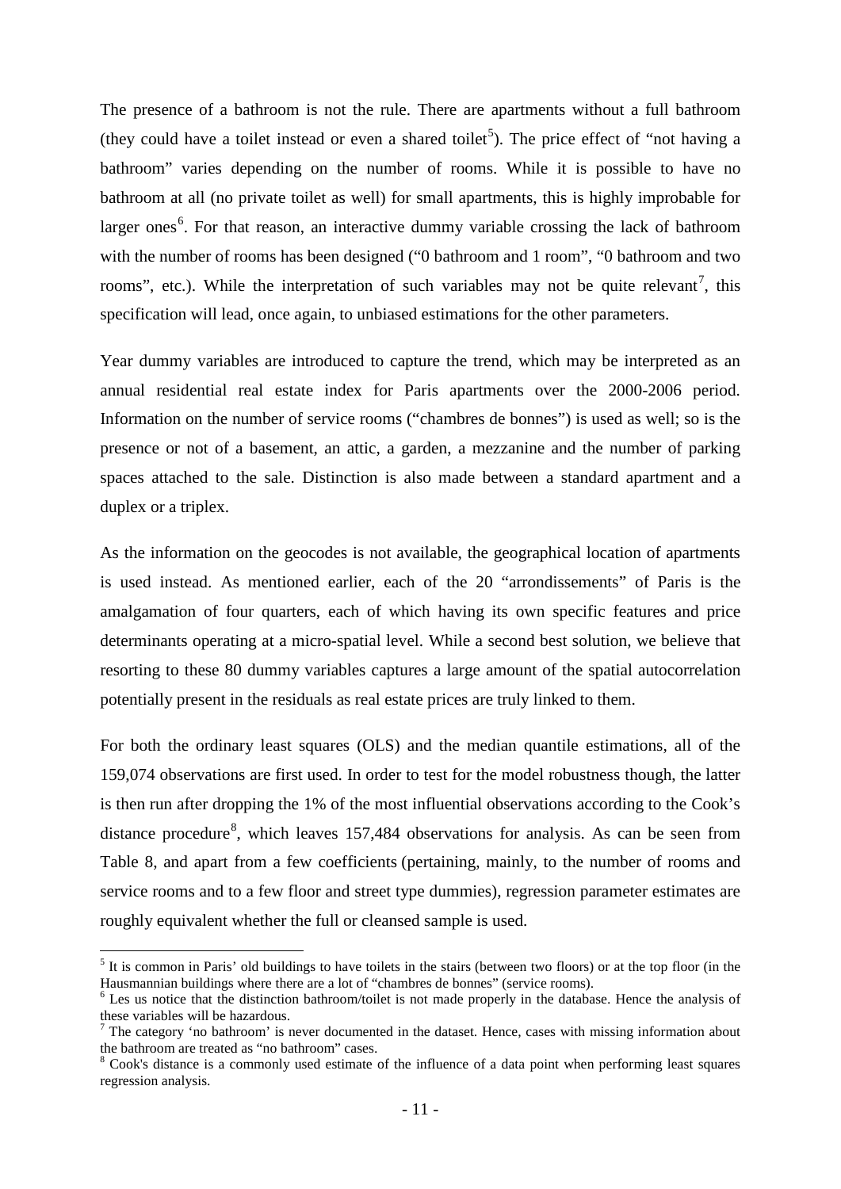The presence of a bathroom is not the rule. There are apartments without a full bathroom (they could have a toilet instead or even a shared toilet[5]). The price effect of "not having a bathroom" varies depending on the number of rooms. While it is possible to have no bathroom at all (no private toilet as well) for small apartments, this is highly improbable for larger ones[6]. For that reason, an interactive dummy variable crossing the lack of bathroom with the number of rooms has been designed ("0 bathroom and 1 room", "0 bathroom and two rooms", etc.). While the interpretation of such variables may not be quite relevant[7], this specification will lead, once again, to unbiased estimations for the other parameters.

Year dummy variables are introduced to capture the trend, which may be interpreted as an annual residential real estate index for Paris apartments over the 2000-2006 period. Information on the number of service rooms ("chambres de bonnes") is used as well; so is the presence or not of a basement, an attic, a garden, a mezzanine and the number of parking spaces attached to the sale. Distinction is also made between a standard apartment and a duplex or a triplex.

As the information on the geocodes is not available, the geographical location of apartments is used instead. As mentioned earlier, each of the 20 "arrondissements" of Paris is the amalgamation of four quarters, each of which having its own specific features and price determinants operating at a micro-spatial level. While a second best solution, we believe that resorting to these 80 dummy variables captures a large amount of the spatial autocorrelation potentially present in the residuals as real estate prices are truly linked to them.

For both the ordinary least squares (OLS) and the median quantile estimations, all of the 159,074 observations are first used. In order to test for the model robustness though, the latter is then run after dropping the 1% of the most influential observations according to the Cook's distance procedure[8], which leaves 157,484 observations for analysis. As can be seen from Table 8, and apart from a few coefficients (pertaining, mainly, to the number of rooms and service rooms and to a few floor and street type dummies), regression parameter estimates are roughly equivalent whether the full or cleansed sample is used.

---

[5] It is common in Paris' old buildings to have toilets in the stairs (between two floors) or at the top floor (in the Hausmannian buildings where there are a lot of "chambres de bonnes" (service rooms).

[6] Les us notice that the distinction bathroom/toilet is not made properly in the database. Hence the analysis of these variables will be hazardous.

[7] The category 'no bathroom' is never documented in the dataset. Hence, cases with missing information about the bathroom are treated as "no bathroom" cases.

[8] Cook's distance is a commonly used estimate of the influence of a data point when performing least squares regression analysis.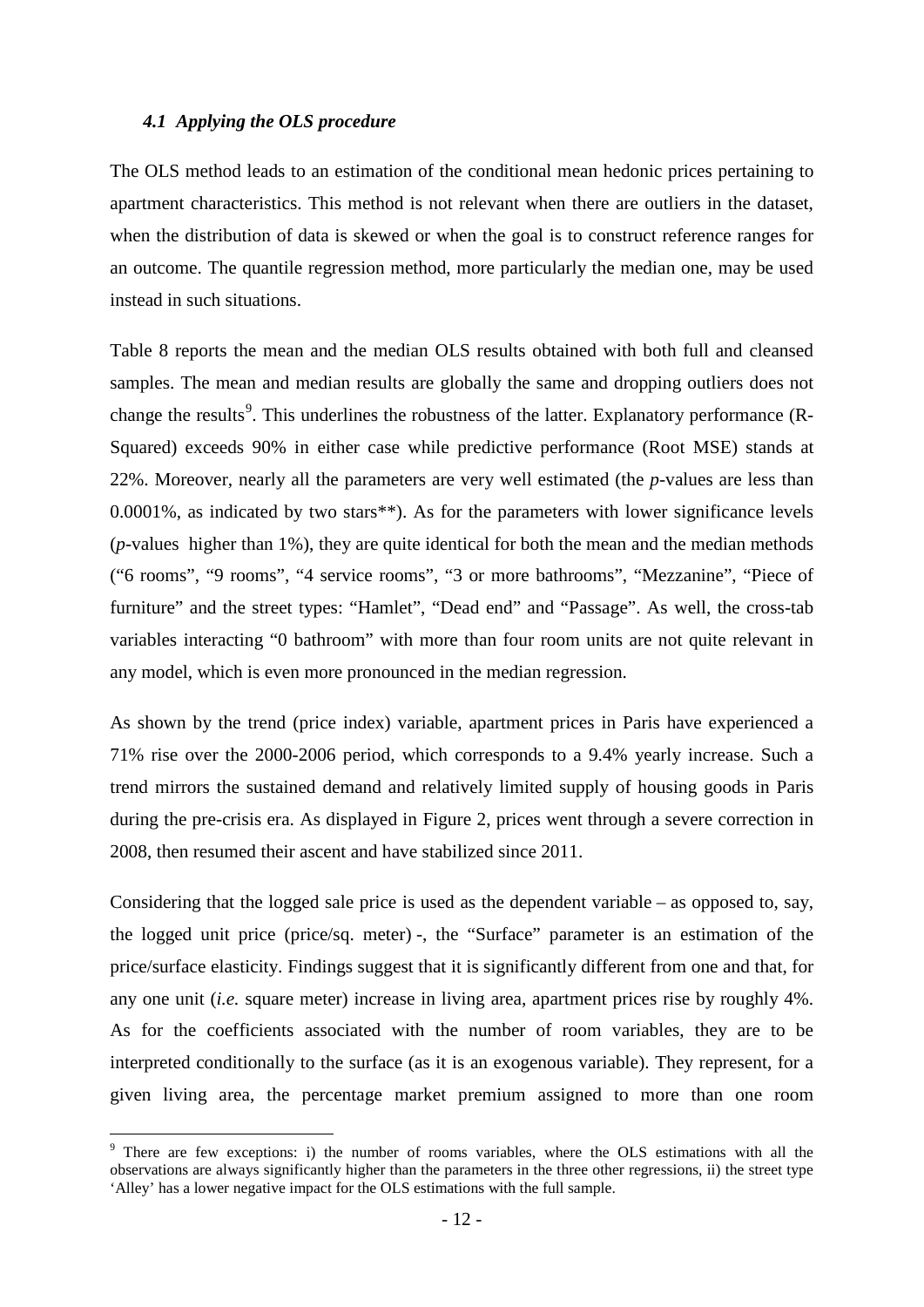### *4.1 Applying the OLS procedure*

The OLS method leads to an estimation of the conditional mean hedonic prices pertaining to apartment characteristics. This method is not relevant when there are outliers in the dataset, when the distribution of data is skewed or when the goal is to construct reference ranges for an outcome. The quantile regression method, more particularly the median one, may be used instead in such situations.

Table 8 reports the mean and the median OLS results obtained with both full and cleansed samples. The mean and median results are globally the same and dropping outliers does not change the results[9]. This underlines the robustness of the latter. Explanatory performance (R-Squared) exceeds 90% in either case while predictive performance (Root MSE) stands at 22%. Moreover, nearly all the parameters are very well estimated (the *p*-values are less than 0.0001%, as indicated by two stars**). As for the parameters with lower significance levels (*p*-values higher than 1%), they are quite identical for both the mean and the median methods ("6 rooms", "9 rooms", "4 service rooms", "3 or more bathrooms", "Mezzanine", "Piece of furniture" and the street types: "Hamlet", "Dead end" and "Passage". As well, the cross-tab variables interacting "0 bathroom" with more than four room units are not quite relevant in any model, which is even more pronounced in the median regression.

As shown by the trend (price index) variable, apartment prices in Paris have experienced a 71% rise over the 2000-2006 period, which corresponds to a 9.4% yearly increase. Such a trend mirrors the sustained demand and relatively limited supply of housing goods in Paris during the pre-crisis era. As displayed in Figure 2, prices went through a severe correction in 2008, then resumed their ascent and have stabilized since 2011.

Considering that the logged sale price is used as the dependent variable – as opposed to, say, the logged unit price (price/sq. meter) -, the "Surface" parameter is an estimation of the price/surface elasticity. Findings suggest that it is significantly different from one and that, for any one unit (*i.e.* square meter) increase in living area, apartment prices rise by roughly 4%. As for the coefficients associated with the number of room variables, they are to be interpreted conditionally to the surface (as it is an exogenous variable). They represent, for a given living area, the percentage market premium assigned to more than one room

[9] There are few exceptions: i) the number of rooms variables, where the OLS estimations with all the observations are always significantly higher than the parameters in the three other regressions, ii) the street type 'Alley' has a lower negative impact for the OLS estimations with the full sample.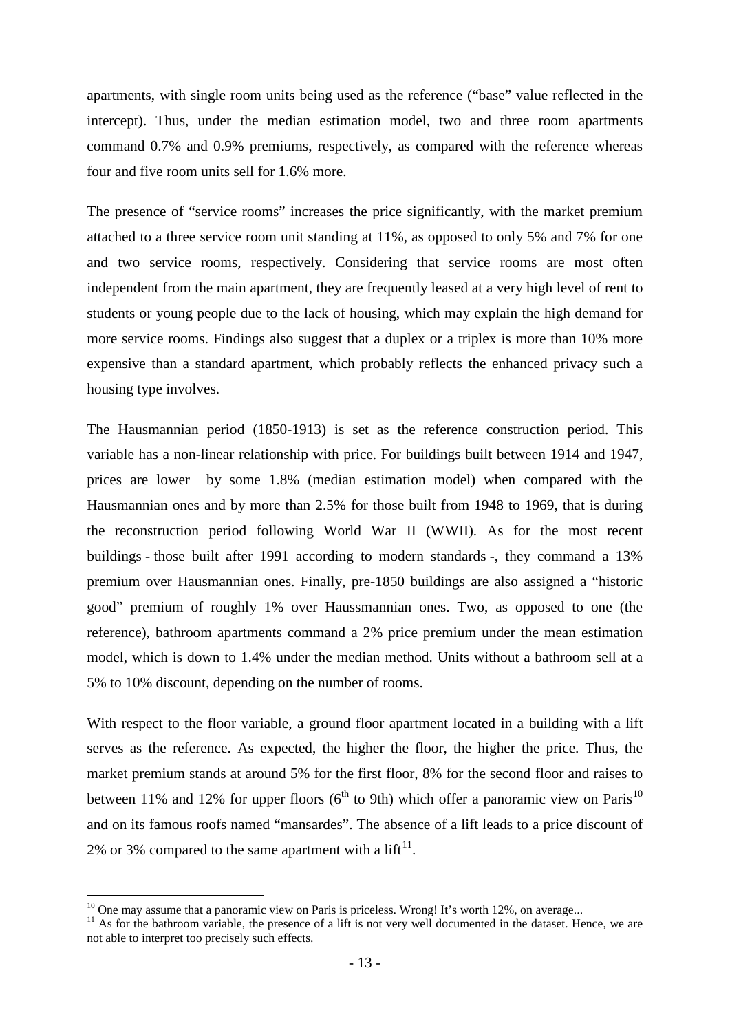apartments, with single room units being used as the reference ("base" value reflected in the intercept). Thus, under the median estimation model, two and three room apartments command 0.7% and 0.9% premiums, respectively, as compared with the reference whereas four and five room units sell for 1.6% more.

The presence of "service rooms" increases the price significantly, with the market premium attached to a three service room unit standing at 11%, as opposed to only 5% and 7% for one and two service rooms, respectively. Considering that service rooms are most often independent from the main apartment, they are frequently leased at a very high level of rent to students or young people due to the lack of housing, which may explain the high demand for more service rooms. Findings also suggest that a duplex or a triplex is more than 10% more expensive than a standard apartment, which probably reflects the enhanced privacy such a housing type involves.

The Hausmannian period (1850-1913) is set as the reference construction period. This variable has a non-linear relationship with price. For buildings built between 1914 and 1947, prices are lower by some 1.8% (median estimation model) when compared with the Hausmannian ones and by more than 2.5% for those built from 1948 to 1969, that is during the reconstruction period following World War II (WWII). As for the most recent buildings - those built after 1991 according to modern standards -, they command a 13% premium over Hausmannian ones. Finally, pre-1850 buildings are also assigned a "historic good" premium of roughly 1% over Haussmannian ones. Two, as opposed to one (the reference), bathroom apartments command a 2% price premium under the mean estimation model, which is down to 1.4% under the median method. Units without a bathroom sell at a 5% to 10% discount, depending on the number of rooms.

With respect to the floor variable, a ground floor apartment located in a building with a lift serves as the reference. As expected, the higher the floor, the higher the price. Thus, the market premium stands at around 5% for the first floor, 8% for the second floor and raises to between 11% and 12% for upper floors (6th to 9th) which offer a panoramic view on Paris[10] and on its famous roofs named "mansardes". The absence of a lift leads to a price discount of 2% or 3% compared to the same apartment with a lift[11].

---

[10] One may assume that a panoramic view on Paris is priceless. Wrong! It's worth 12%, on average...

[11] As for the bathroom variable, the presence of a lift is not very well documented in the dataset. Hence, we are not able to interpret too precisely such effects.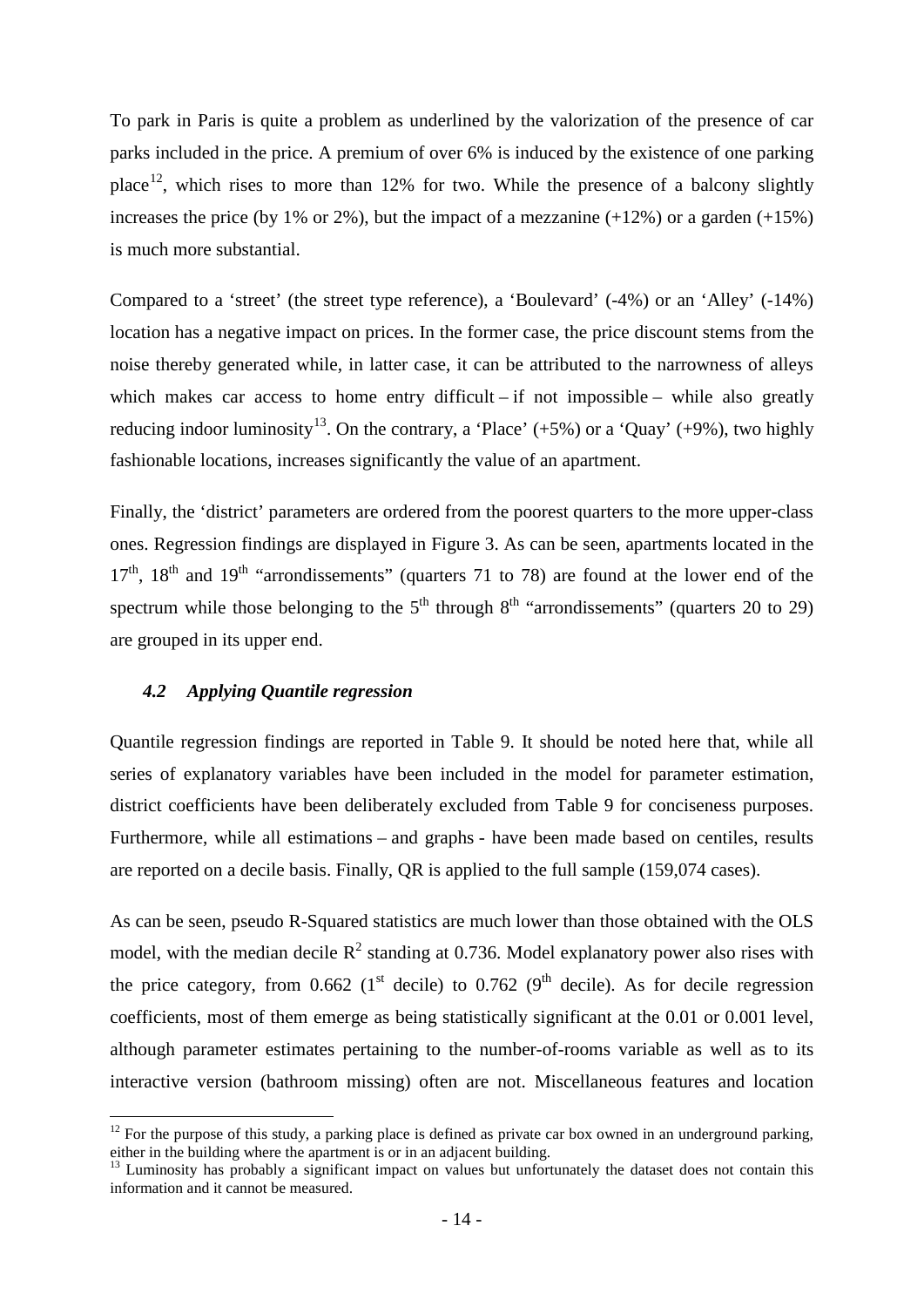To park in Paris is quite a problem as underlined by the valorization of the presence of car parks included in the price. A premium of over 6% is induced by the existence of one parking place[12], which rises to more than 12% for two. While the presence of a balcony slightly increases the price (by 1% or 2%), but the impact of a mezzanine (+12%) or a garden (+15%) is much more substantial.

Compared to a 'street' (the street type reference), a 'Boulevard' (-4%) or an 'Alley' (-14%) location has a negative impact on prices. In the former case, the price discount stems from the noise thereby generated while, in latter case, it can be attributed to the narrowness of alleys which makes car access to home entry difficult – if not impossible – while also greatly reducing indoor luminosity[13]. On the contrary, a 'Place' (+5%) or a 'Quay' (+9%), two highly fashionable locations, increases significantly the value of an apartment.

Finally, the 'district' parameters are ordered from the poorest quarters to the more upper-class ones. Regression findings are displayed in Figure 3. As can be seen, apartments located in the 17th, 18th and 19th "arrondissements" (quarters 71 to 78) are found at the lower end of the spectrum while those belonging to the 5th through 8th "arrondissements" (quarters 20 to 29) are grouped in its upper end.

### *4.2 Applying Quantile regression*

Quantile regression findings are reported in Table 9. It should be noted here that, while all series of explanatory variables have been included in the model for parameter estimation, district coefficients have been deliberately excluded from Table 9 for conciseness purposes. Furthermore, while all estimations – and graphs - have been made based on centiles, results are reported on a decile basis. Finally, QR is applied to the full sample (159,074 cases).

As can be seen, pseudo R-Squared statistics are much lower than those obtained with the OLS model, with the median decile $R^2$ standing at 0.736. Model explanatory power also rises with the price category, from 0.662 (1st decile) to 0.762 (9th decile). As for decile regression coefficients, most of them emerge as being statistically significant at the 0.01 or 0.001 level, although parameter estimates pertaining to the number-of-rooms variable as well as to its interactive version (bathroom missing) often are not. Miscellaneous features and location

---

[12] For the purpose of this study, a parking place is defined as private car box owned in an underground parking, either in the building where the apartment is or in an adjacent building.

[13] Luminosity has probably a significant impact on values but unfortunately the dataset does not contain this information and it cannot be measured.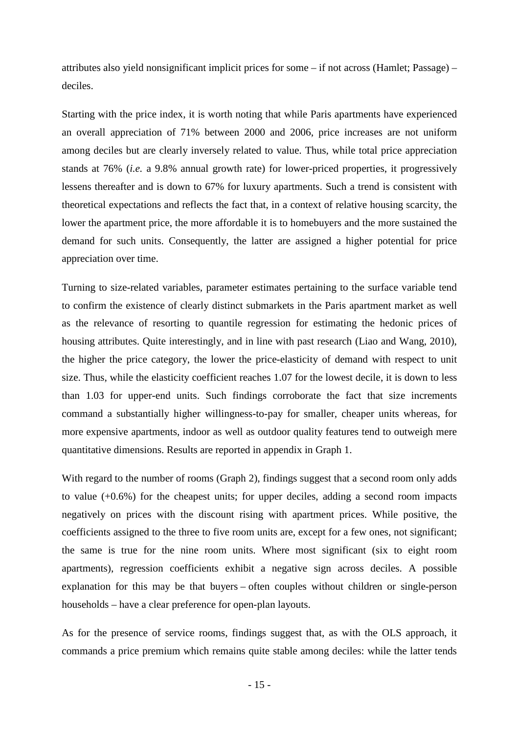attributes also yield nonsignificant implicit prices for some – if not across (Hamlet; Passage) – deciles.

Starting with the price index, it is worth noting that while Paris apartments have experienced an overall appreciation of 71% between 2000 and 2006, price increases are not uniform among deciles but are clearly inversely related to value. Thus, while total price appreciation stands at 76% (*i.e.* a 9.8% annual growth rate) for lower-priced properties, it progressively lessens thereafter and is down to 67% for luxury apartments. Such a trend is consistent with theoretical expectations and reflects the fact that, in a context of relative housing scarcity, the lower the apartment price, the more affordable it is to homebuyers and the more sustained the demand for such units. Consequently, the latter are assigned a higher potential for price appreciation over time.

Turning to size-related variables, parameter estimates pertaining to the surface variable tend to confirm the existence of clearly distinct submarkets in the Paris apartment market as well as the relevance of resorting to quantile regression for estimating the hedonic prices of housing attributes. Quite interestingly, and in line with past research (Liao and Wang, 2010), the higher the price category, the lower the price-elasticity of demand with respect to unit size. Thus, while the elasticity coefficient reaches 1.07 for the lowest decile, it is down to less than 1.03 for upper-end units. Such findings corroborate the fact that size increments command a substantially higher willingness-to-pay for smaller, cheaper units whereas, for more expensive apartments, indoor as well as outdoor quality features tend to outweigh mere quantitative dimensions. Results are reported in appendix in Graph 1.

With regard to the number of rooms (Graph 2), findings suggest that a second room only adds to value (+0.6%) for the cheapest units; for upper deciles, adding a second room impacts negatively on prices with the discount rising with apartment prices. While positive, the coefficients assigned to the three to five room units are, except for a few ones, not significant; the same is true for the nine room units. Where most significant (six to eight room apartments), regression coefficients exhibit a negative sign across deciles. A possible explanation for this may be that buyers – often couples without children or single-person households – have a clear preference for open-plan layouts.

As for the presence of service rooms, findings suggest that, as with the OLS approach, it commands a price premium which remains quite stable among deciles: while the latter tends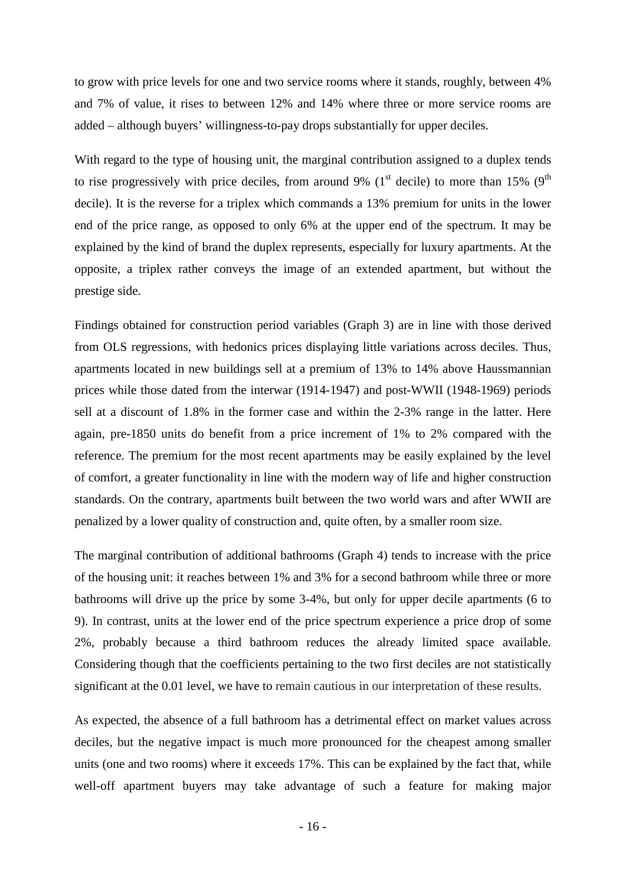to grow with price levels for one and two service rooms where it stands, roughly, between 4% and 7% of value, it rises to between 12% and 14% where three or more service rooms are added – although buyers' willingness-to-pay drops substantially for upper deciles.

With regard to the type of housing unit, the marginal contribution assigned to a duplex tends to rise progressively with price deciles, from around 9% (1st decile) to more than 15% (9th decile). It is the reverse for a triplex which commands a 13% premium for units in the lower end of the price range, as opposed to only 6% at the upper end of the spectrum. It may be explained by the kind of brand the duplex represents, especially for luxury apartments. At the opposite, a triplex rather conveys the image of an extended apartment, but without the prestige side.

Findings obtained for construction period variables (Graph 3) are in line with those derived from OLS regressions, with hedonics prices displaying little variations across deciles. Thus, apartments located in new buildings sell at a premium of 13% to 14% above Haussmannian prices while those dated from the interwar (1914-1947) and post-WWII (1948-1969) periods sell at a discount of 1.8% in the former case and within the 2-3% range in the latter. Here again, pre-1850 units do benefit from a price increment of 1% to 2% compared with the reference. The premium for the most recent apartments may be easily explained by the level of comfort, a greater functionality in line with the modern way of life and higher construction standards. On the contrary, apartments built between the two world wars and after WWII are penalized by a lower quality of construction and, quite often, by a smaller room size.

The marginal contribution of additional bathrooms (Graph 4) tends to increase with the price of the housing unit: it reaches between 1% and 3% for a second bathroom while three or more bathrooms will drive up the price by some 3-4%, but only for upper decile apartments (6 to 9). In contrast, units at the lower end of the price spectrum experience a price drop of some 2%, probably because a third bathroom reduces the already limited space available. Considering though that the coefficients pertaining to the two first deciles are not statistically significant at the 0.01 level, we have to remain cautious in our interpretation of these results.

As expected, the absence of a full bathroom has a detrimental effect on market values across deciles, but the negative impact is much more pronounced for the cheapest among smaller units (one and two rooms) where it exceeds 17%. This can be explained by the fact that, while well-off apartment buyers may take advantage of such a feature for making major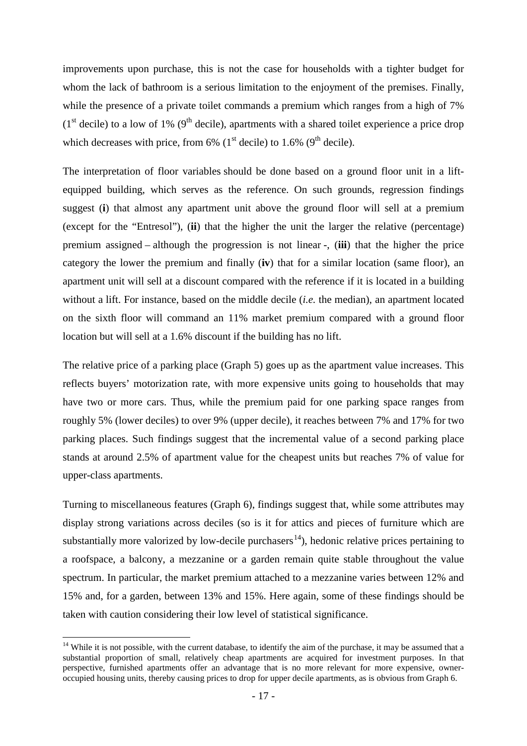improvements upon purchase, this is not the case for households with a tighter budget for whom the lack of bathroom is a serious limitation to the enjoyment of the premises. Finally, while the presence of a private toilet commands a premium which ranges from a high of 7% (1st decile) to a low of 1% (9th decile), apartments with a shared toilet experience a price drop which decreases with price, from 6% (1st decile) to 1.6% (9th decile).

The interpretation of floor variables should be done based on a ground floor unit in a lift-equipped building, which serves as the reference. On such grounds, regression findings suggest (**i**) that almost any apartment unit above the ground floor will sell at a premium (except for the "Entresol"), (**ii**) that the higher the unit the larger the relative (percentage) premium assigned – although the progression is not linear -, (**iii**) that the higher the price category the lower the premium and finally (**iv**) that for a similar location (same floor), an apartment unit will sell at a discount compared with the reference if it is located in a building without a lift. For instance, based on the middle decile (*i.e.* the median), an apartment located on the sixth floor will command an 11% market premium compared with a ground floor location but will sell at a 1.6% discount if the building has no lift.

The relative price of a parking place (Graph 5) goes up as the apartment value increases. This reflects buyers' motorization rate, with more expensive units going to households that may have two or more cars. Thus, while the premium paid for one parking space ranges from roughly 5% (lower deciles) to over 9% (upper decile), it reaches between 7% and 17% for two parking places. Such findings suggest that the incremental value of a second parking place stands at around 2.5% of apartment value for the cheapest units but reaches 7% of value for upper-class apartments.

Turning to miscellaneous features (Graph 6), findings suggest that, while some attributes may display strong variations across deciles (so is it for attics and pieces of furniture which are substantially more valorized by low-decile purchasers[14]), hedonic relative prices pertaining to a roofspace, a balcony, a mezzanine or a garden remain quite stable throughout the value spectrum. In particular, the market premium attached to a mezzanine varies between 12% and 15% and, for a garden, between 13% and 15%. Here again, some of these findings should be taken with caution considering their low level of statistical significance.

---

[14] While it is not possible, with the current database, to identify the aim of the purchase, it may be assumed that a substantial proportion of small, relatively cheap apartments are acquired for investment purposes. In that perspective, furnished apartments offer an advantage that is no more relevant for more expensive, owner-occupied housing units, thereby causing prices to drop for upper decile apartments, as is obvious from Graph 6.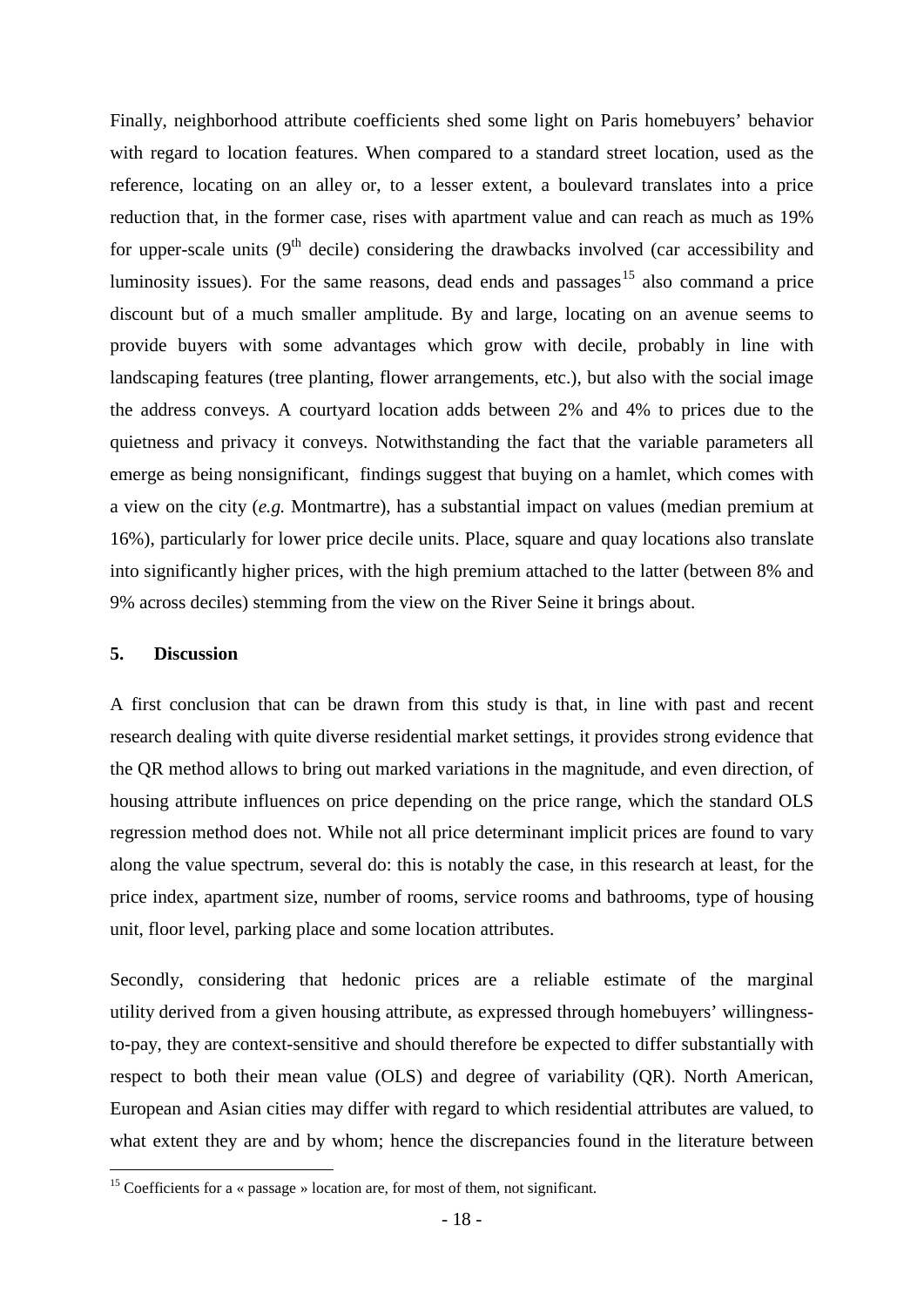Finally, neighborhood attribute coefficients shed some light on Paris homebuyers' behavior with regard to location features. When compared to a standard street location, used as the reference, locating on an alley or, to a lesser extent, a boulevard translates into a price reduction that, in the former case, rises with apartment value and can reach as much as 19% for upper-scale units (9th decile) considering the drawbacks involved (car accessibility and luminosity issues). For the same reasons, dead ends and passages[15] also command a price discount but of a much smaller amplitude. By and large, locating on an avenue seems to provide buyers with some advantages which grow with decile, probably in line with landscaping features (tree planting, flower arrangements, etc.), but also with the social image the address conveys. A courtyard location adds between 2% and 4% to prices due to the quietness and privacy it conveys. Notwithstanding the fact that the variable parameters all emerge as being nonsignificant, findings suggest that buying on a hamlet, which comes with a view on the city (*e.g.* Montmartre), has a substantial impact on values (median premium at 16%), particularly for lower price decile units. Place, square and quay locations also translate into significantly higher prices, with the high premium attached to the latter (between 8% and 9% across deciles) stemming from the view on the River Seine it brings about.

## 5. Discussion

A first conclusion that can be drawn from this study is that, in line with past and recent research dealing with quite diverse residential market settings, it provides strong evidence that the QR method allows to bring out marked variations in the magnitude, and even direction, of housing attribute influences on price depending on the price range, which the standard OLS regression method does not. While not all price determinant implicit prices are found to vary along the value spectrum, several do: this is notably the case, in this research at least, for the price index, apartment size, number of rooms, service rooms and bathrooms, type of housing unit, floor level, parking place and some location attributes.

Secondly, considering that hedonic prices are a reliable estimate of the marginal utility derived from a given housing attribute, as expressed through homebuyers' willingness-to-pay, they are context-sensitive and should therefore be expected to differ substantially with respect to both their mean value (OLS) and degree of variability (QR). North American, European and Asian cities may differ with regard to which residential attributes are valued, to what extent they are and by whom; hence the discrepancies found in the literature between

[15] Coefficients for a « passage » location are, for most of them, not significant.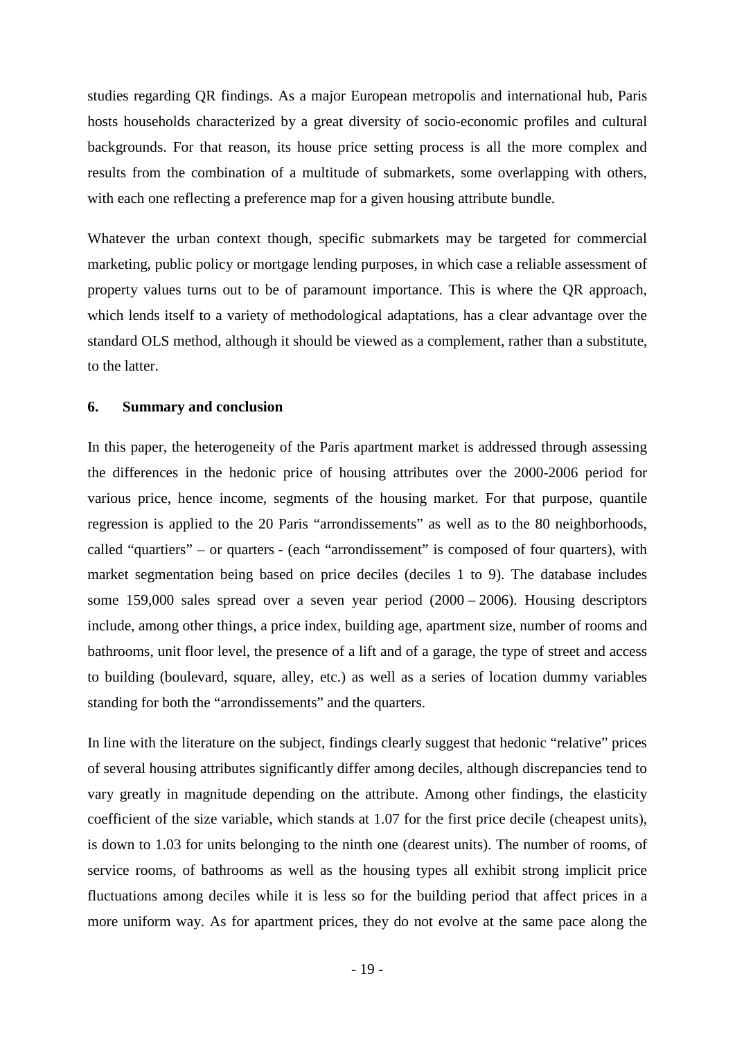studies regarding QR findings. As a major European metropolis and international hub, Paris hosts households characterized by a great diversity of socio-economic profiles and cultural backgrounds. For that reason, its house price setting process is all the more complex and results from the combination of a multitude of submarkets, some overlapping with others, with each one reflecting a preference map for a given housing attribute bundle.

Whatever the urban context though, specific submarkets may be targeted for commercial marketing, public policy or mortgage lending purposes, in which case a reliable assessment of property values turns out to be of paramount importance. This is where the QR approach, which lends itself to a variety of methodological adaptations, has a clear advantage over the standard OLS method, although it should be viewed as a complement, rather than a substitute, to the latter.

## 6. Summary and conclusion

In this paper, the heterogeneity of the Paris apartment market is addressed through assessing the differences in the hedonic price of housing attributes over the 2000-2006 period for various price, hence income, segments of the housing market. For that purpose, quantile regression is applied to the 20 Paris "arrondissements" as well as to the 80 neighborhoods, called "quartiers" – or quarters - (each "arrondissement" is composed of four quarters), with market segmentation being based on price deciles (deciles 1 to 9). The database includes some 159,000 sales spread over a seven year period (2000 – 2006). Housing descriptors include, among other things, a price index, building age, apartment size, number of rooms and bathrooms, unit floor level, the presence of a lift and of a garage, the type of street and access to building (boulevard, square, alley, etc.) as well as a series of location dummy variables standing for both the "arrondissements" and the quarters.

In line with the literature on the subject, findings clearly suggest that hedonic "relative" prices of several housing attributes significantly differ among deciles, although discrepancies tend to vary greatly in magnitude depending on the attribute. Among other findings, the elasticity coefficient of the size variable, which stands at 1.07 for the first price decile (cheapest units), is down to 1.03 for units belonging to the ninth one (dearest units). The number of rooms, of service rooms, of bathrooms as well as the housing types all exhibit strong implicit price fluctuations among deciles while it is less so for the building period that affect prices in a more uniform way. As for apartment prices, they do not evolve at the same pace along the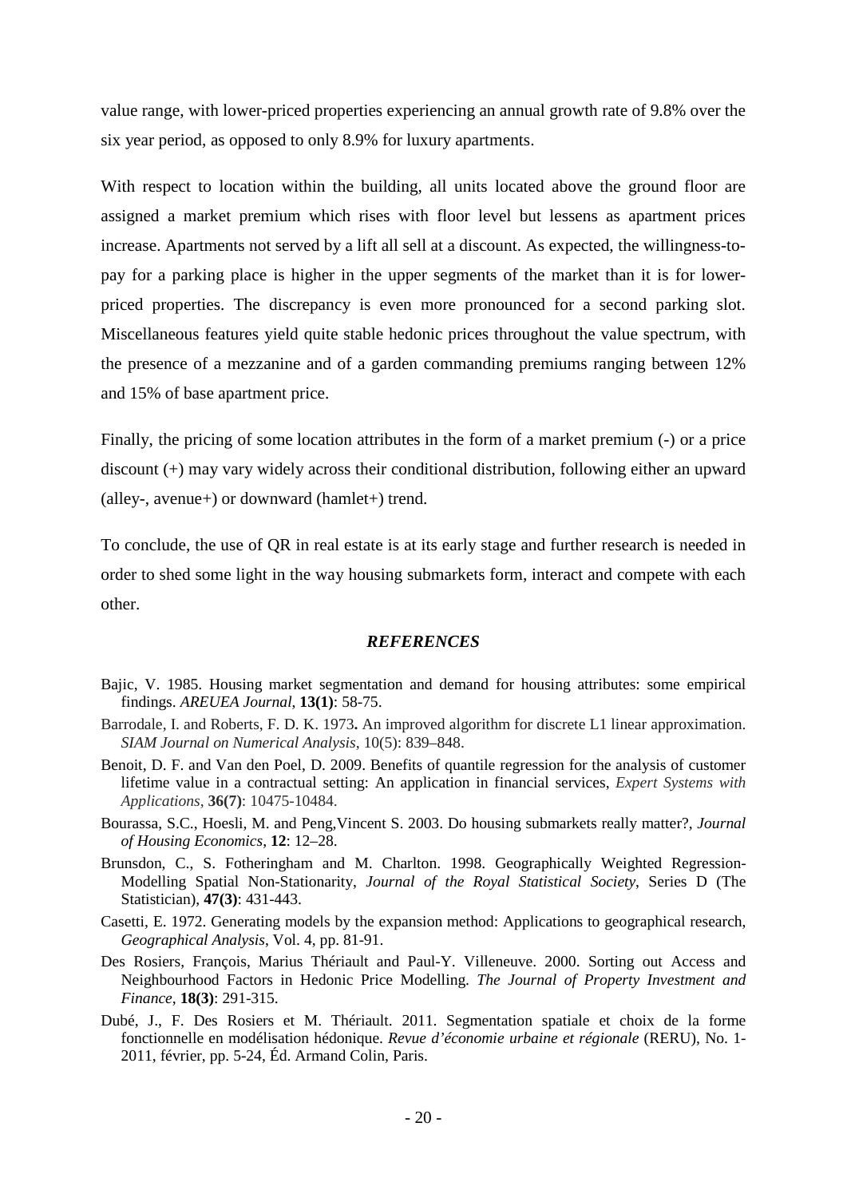value range, with lower-priced properties experiencing an annual growth rate of 9.8% over the six year period, as opposed to only 8.9% for luxury apartments.

With respect to location within the building, all units located above the ground floor are assigned a market premium which rises with floor level but lessens as apartment prices increase. Apartments not served by a lift all sell at a discount. As expected, the willingness-to-pay for a parking place is higher in the upper segments of the market than it is for lower-priced properties. The discrepancy is even more pronounced for a second parking slot. Miscellaneous features yield quite stable hedonic prices throughout the value spectrum, with the presence of a mezzanine and of a garden commanding premiums ranging between 12% and 15% of base apartment price.

Finally, the pricing of some location attributes in the form of a market premium (-) or a price discount (+) may vary widely across their conditional distribution, following either an upward (alley-, avenue+) or downward (hamlet+) trend.

To conclude, the use of QR in real estate is at its early stage and further research is needed in order to shed some light in the way housing submarkets form, interact and compete with each other.

## *REFERENCES*

Bajic, V. 1985. Housing market segmentation and demand for housing attributes: some empirical findings. *AREUEA Journal*, **13(1)**: 58-75.

Barrodale, I. and Roberts, F. D. K. 1973**.** An improved algorithm for discrete L1 linear approximation. *SIAM Journal on Numerical Analysis*, 10(5): 839–848.

Benoit, D. F. and Van den Poel, D. 2009. Benefits of quantile regression for the analysis of customer lifetime value in a contractual setting: An application in financial services, *Expert Systems with Applications*, **36(7)**: 10475-10484.

Bourassa, S.C., Hoesli, M. and Peng,Vincent S. 2003. Do housing submarkets really matter?, *Journal of Housing Economics*, **12**: 12–28.

Brunsdon, C., S. Fotheringham and M. Charlton. 1998. Geographically Weighted Regression-Modelling Spatial Non-Stationarity, *Journal of the Royal Statistical Society*, Series D (The Statistician), **47(3)**: 431-443.

Casetti, E. 1972. Generating models by the expansion method: Applications to geographical research, *Geographical Analysis*, Vol. 4, pp. 81-91.

Des Rosiers, François, Marius Thériault and Paul-Y. Villeneuve. 2000. Sorting out Access and Neighbourhood Factors in Hedonic Price Modelling. *The Journal of Property Investment and Finance*, **18(3)**: 291-315.

Dubé, J., F. Des Rosiers et M. Thériault. 2011. Segmentation spatiale et choix de la forme fonctionnelle en modélisation hédonique. *Revue d'économie urbaine et régionale* (RERU), No. 1-2011, février, pp. 5-24, Éd. Armand Colin, Paris.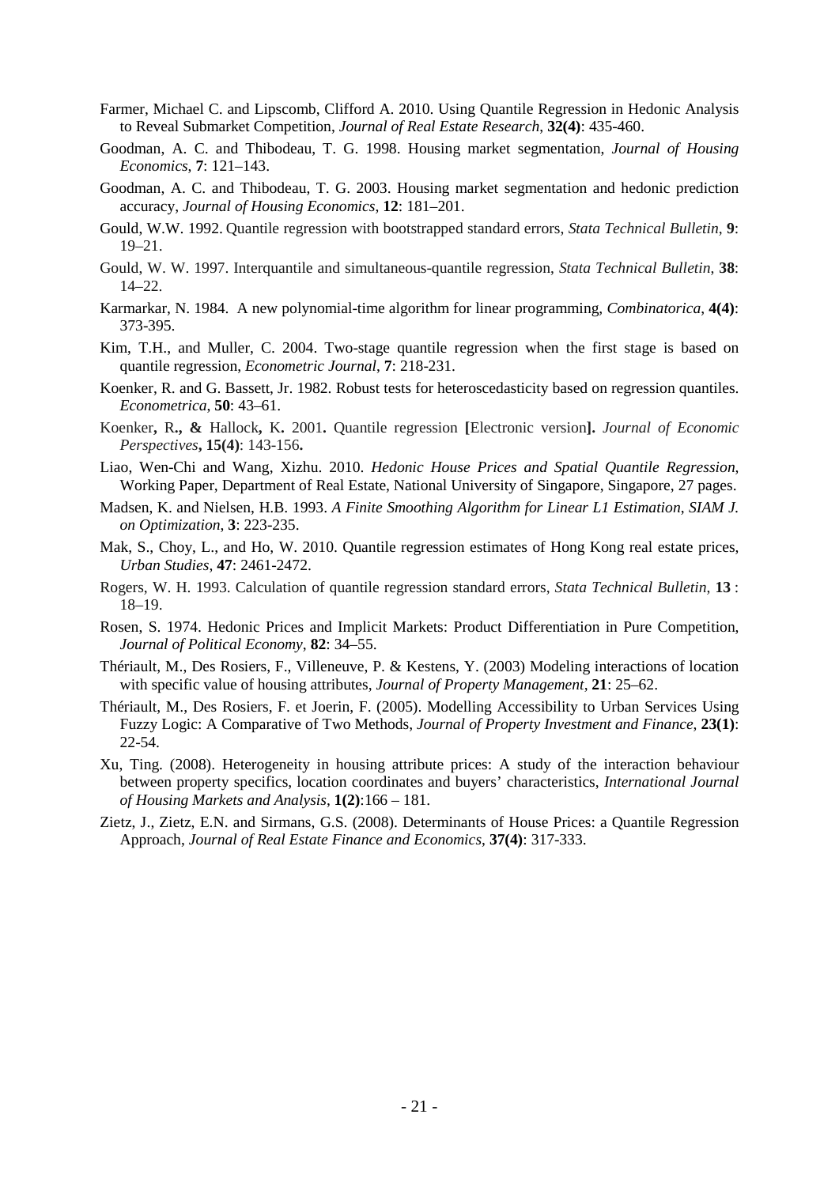Farmer, Michael C. and Lipscomb, Clifford A. 2010. Using Quantile Regression in Hedonic Analysis to Reveal Submarket Competition, *Journal of Real Estate Research*, **32(4)**: 435-460.

Goodman, A. C. and Thibodeau, T. G. 1998. Housing market segmentation, *Journal of Housing Economics*, **7**: 121–143.

Goodman, A. C. and Thibodeau, T. G. 2003. Housing market segmentation and hedonic prediction accuracy, *Journal of Housing Economics*, **12**: 181–201.

Gould, W.W. 1992. Quantile regression with bootstrapped standard errors, *Stata Technical Bulletin*, **9**: 19–21.

Gould, W. W. 1997. Interquantile and simultaneous-quantile regression, *Stata Technical Bulletin*, **38**: 14–22.

Karmarkar, N. 1984. A new polynomial-time algorithm for linear programming, *Combinatorica*, **4(4)**: 373-395.

Kim, T.H., and Muller, C. 2004. Two-stage quantile regression when the first stage is based on quantile regression, *Econometric Journal*, **7**: 218-231.

Koenker, R. and G. Bassett, Jr. 1982. Robust tests for heteroscedasticity based on regression quantiles. *Econometrica*, **50**: 43–61.

Koenker**,** R**., &** Hallock**,** K**.** 2001**.** Quantile regression **[**Electronic version**].** *Journal of Economic Perspectives***, 15(4)**: 143-156**.**

Liao, Wen-Chi and Wang, Xizhu. 2010. *Hedonic House Prices and Spatial Quantile Regression*, Working Paper, Department of Real Estate, National University of Singapore, Singapore, 27 pages.

Madsen, K. and Nielsen, H.B. 1993. *A Finite Smoothing Algorithm for Linear L1 Estimation*, *SIAM J. on Optimization*, **3**: 223-235.

Mak, S., Choy, L., and Ho, W. 2010. Quantile regression estimates of Hong Kong real estate prices, *Urban Studies*, **47**: 2461-2472.

Rogers, W. H. 1993. Calculation of quantile regression standard errors, *Stata Technical Bulletin*, **13** : 18–19.

Rosen, S. 1974. Hedonic Prices and Implicit Markets: Product Differentiation in Pure Competition, *Journal of Political Economy*, **82**: 34–55.

Thériault, M., Des Rosiers, F., Villeneuve, P. & Kestens, Y. (2003) Modeling interactions of location with specific value of housing attributes, *Journal of Property Management*, **21**: 25–62.

Thériault, M., Des Rosiers, F. et Joerin, F. (2005). Modelling Accessibility to Urban Services Using Fuzzy Logic: A Comparative of Two Methods, *Journal of Property Investment and Finance*, **23(1)**: 22-54.

Xu, Ting. (2008). Heterogeneity in housing attribute prices: A study of the interaction behaviour between property specifics, location coordinates and buyers' characteristics, *International Journal of Housing Markets and Analysis*, **1(2)**:166 – 181.

Zietz, J., Zietz, E.N. and Sirmans, G.S. (2008). Determinants of House Prices: a Quantile Regression Approach, *Journal of Real Estate Finance and Economics*, **37(4)**: 317-333.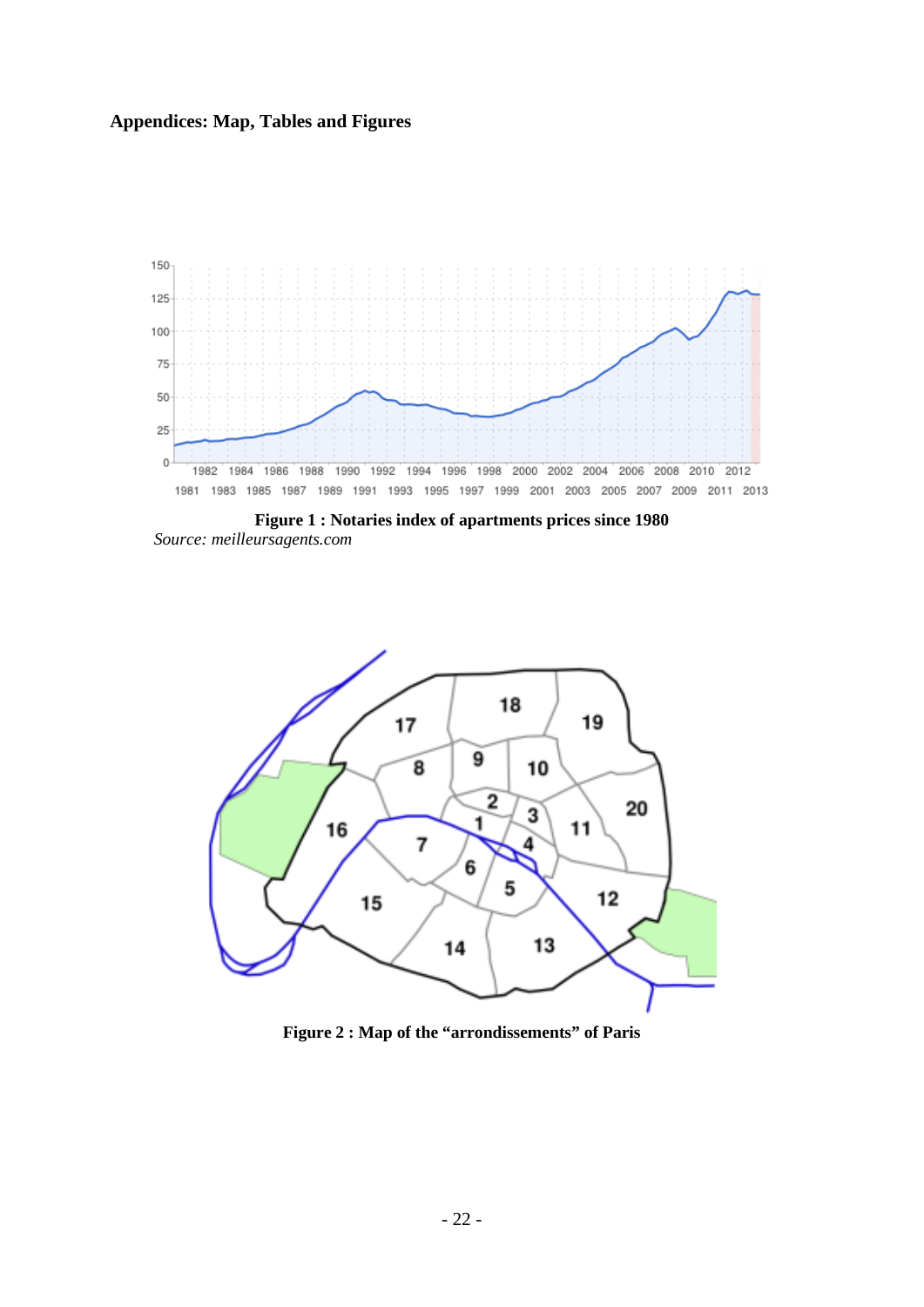**Appendices: Map, Tables and Figures**

**Figure 1 : Notaries index of apartments prices since 1980**

*Source: meilleursagents.com*

**Figure 2 : Map of the "arrondissements" of Paris**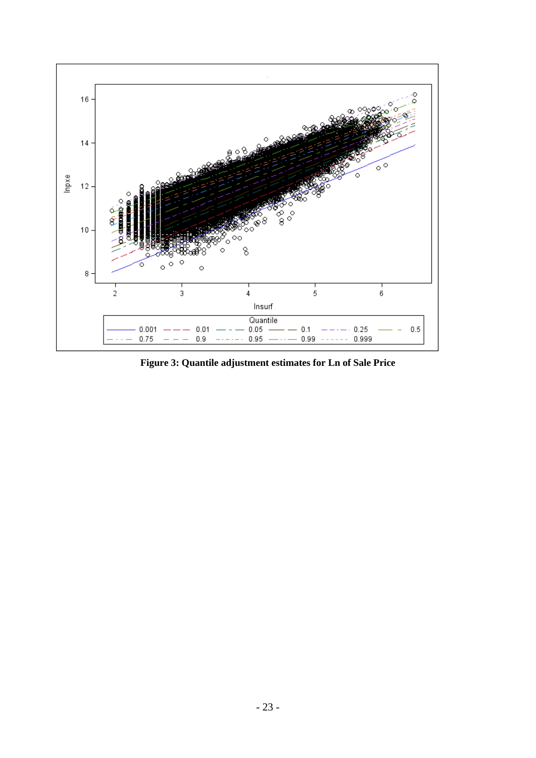**Figure 3: Quantile adjustment estimates for Ln of Sale Price**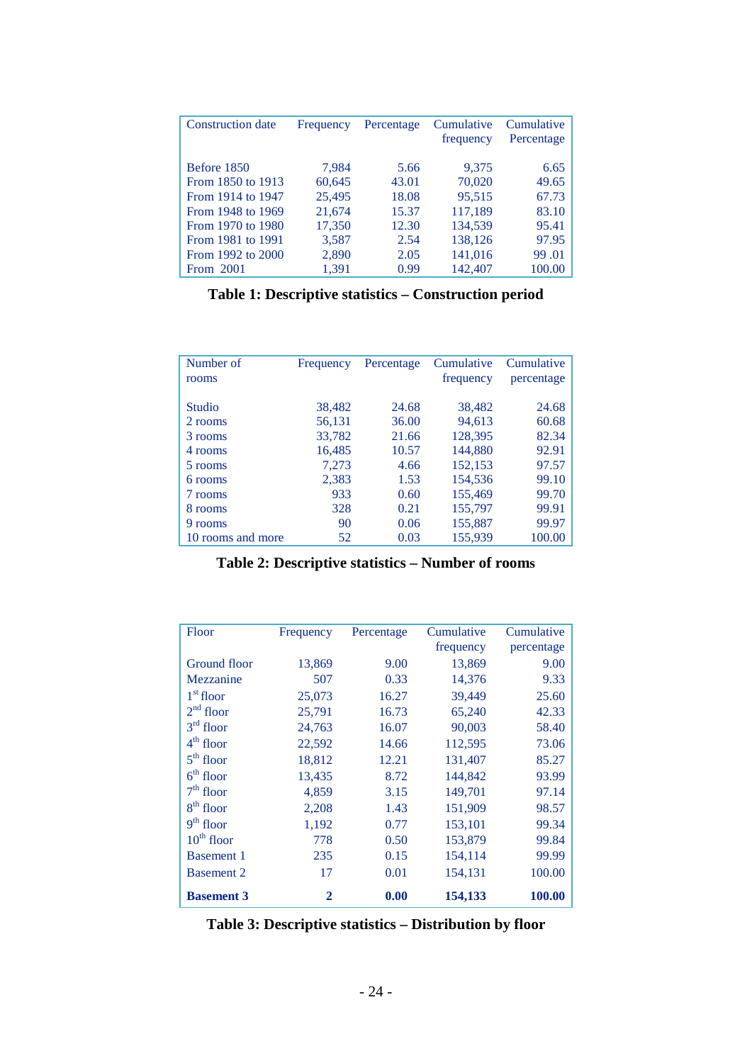| Construction date | Frequency | Percentage | Cumulative frequency | Cumulative Percentage |
|---|---|---|---|---|
| Before 1850 | 7,984 | 5.66 | 9,375 | 6.65 |
| From 1850 to 1913 | 60,645 | 43.01 | 70,020 | 49.65 |
| From 1914 to 1947 | 25,495 | 18.08 | 95,515 | 67.73 |
| From 1948 to 1969 | 21,674 | 15.37 | 117,189 | 83.10 |
| From 1970 to 1980 | 17,350 | 12.30 | 134,539 | 95.41 |
| From 1981 to 1991 | 3,587 | 2.54 | 138,126 | 97.95 |
| From 1992 to 2000 | 2,890 | 2.05 | 141,016 | 99 .01 |
| From 2001 | 1,391 | 0.99 | 142,407 | 100.00 |

**Table 1: Descriptive statistics – Construction period**

| Number of rooms | Frequency | Percentage | Cumulative frequency | Cumulative percentage |
|---|---|---|---|---|
| Studio | 38,482 | 24.68 | 38,482 | 24.68 |
| 2 rooms | 56,131 | 36.00 | 94,613 | 60.68 |
| 3 rooms | 33,782 | 21.66 | 128,395 | 82.34 |
| 4 rooms | 16,485 | 10.57 | 144,880 | 92.91 |
| 5 rooms | 7,273 | 4.66 | 152,153 | 97.57 |
| 6 rooms | 2,383 | 1.53 | 154,536 | 99.10 |
| 7 rooms | 933 | 0.60 | 155,469 | 99.70 |
| 8 rooms | 328 | 0.21 | 155,797 | 99.91 |
| 9 rooms | 90 | 0.06 | 155,887 | 99.97 |
| 10 rooms and more | 52 | 0.03 | 155,939 | 100.00 |

**Table 2: Descriptive statistics – Number of rooms**

| Floor | Frequency | Percentage | Cumulative frequency | Cumulative percentage |
|---|---|---|---|---|
| Ground floor | 13,869 | 9.00 | 13,869 | 9.00 |
| Mezzanine | 507 | 0.33 | 14,376 | 9.33 |
| 1st floor | 25,073 | 16.27 | 39,449 | 25.60 |
| 2nd floor | 25,791 | 16.73 | 65,240 | 42.33 |
| 3rd floor | 24,763 | 16.07 | 90,003 | 58.40 |
| 4th floor | 22,592 | 14.66 | 112,595 | 73.06 |
| 5th floor | 18,812 | 12.21 | 131,407 | 85.27 |
| 6th floor | 13,435 | 8.72 | 144,842 | 93.99 |
| 7th floor | 4,859 | 3.15 | 149,701 | 97.14 |
| 8th floor | 2,208 | 1.43 | 151,909 | 98.57 |
| 9th floor | 1,192 | 0.77 | 153,101 | 99.34 |
| 10th floor | 778 | 0.50 | 153,879 | 99.84 |
| Basement 1 | 235 | 0.15 | 154,114 | 99.99 |
| Basement 2 | 17 | 0.01 | 154,131 | 100.00 |
| **Basement 3** | **2** | **0.00** | **154,133** | **100.00** |

**Table 3: Descriptive statistics – Distribution by floor**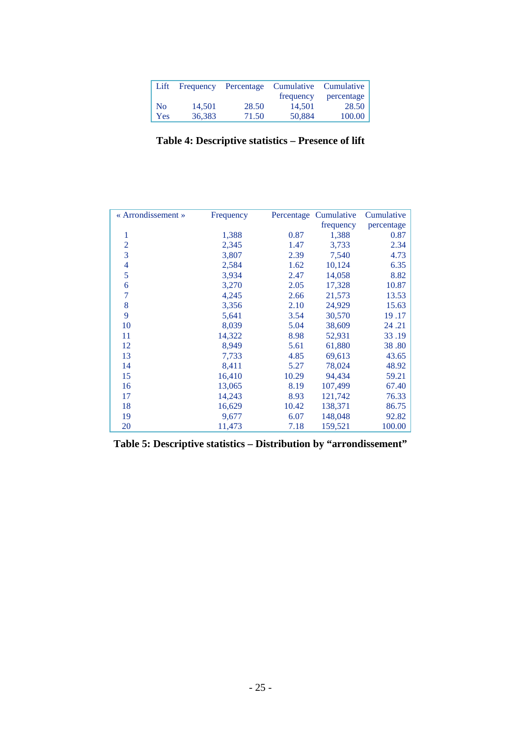| Lift | Frequency | Percentage | Cumulative frequency | Cumulative percentage |
|---|---|---|---|---|
| No | 14,501 | 28.50 | 14,501 | 28.50 |
| Yes | 36,383 | 71.50 | 50,884 | 100.00 |

**Table 4: Descriptive statistics – Presence of lift**

| « Arrondissement » | Frequency | Percentage | Cumulative frequency | Cumulative percentage |
|---|---|---|---|---|
| 1 | 1,388 | 0.87 | 1,388 | 0.87 |
| 2 | 2,345 | 1.47 | 3,733 | 2.34 |
| 3 | 3,807 | 2.39 | 7,540 | 4.73 |
| 4 | 2,584 | 1.62 | 10,124 | 6.35 |
| 5 | 3,934 | 2.47 | 14,058 | 8.82 |
| 6 | 3,270 | 2.05 | 17,328 | 10.87 |
| 7 | 4,245 | 2.66 | 21,573 | 13.53 |
| 8 | 3,356 | 2.10 | 24,929 | 15.63 |
| 9 | 5,641 | 3.54 | 30,570 | 19 .17 |
| 10 | 8,039 | 5.04 | 38,609 | 24 .21 |
| 11 | 14,322 | 8.98 | 52,931 | 33 .19 |
| 12 | 8,949 | 5.61 | 61,880 | 38 .80 |
| 13 | 7,733 | 4.85 | 69,613 | 43.65 |
| 14 | 8,411 | 5.27 | 78,024 | 48.92 |
| 15 | 16,410 | 10.29 | 94,434 | 59.21 |
| 16 | 13,065 | 8.19 | 107,499 | 67.40 |
| 17 | 14,243 | 8.93 | 121,742 | 76.33 |
| 18 | 16,629 | 10.42 | 138,371 | 86.75 |
| 19 | 9,677 | 6.07 | 148,048 | 92.82 |
| 20 | 11,473 | 7.18 | 159,521 | 100.00 |

**Table 5: Descriptive statistics – Distribution by "arrondissement"**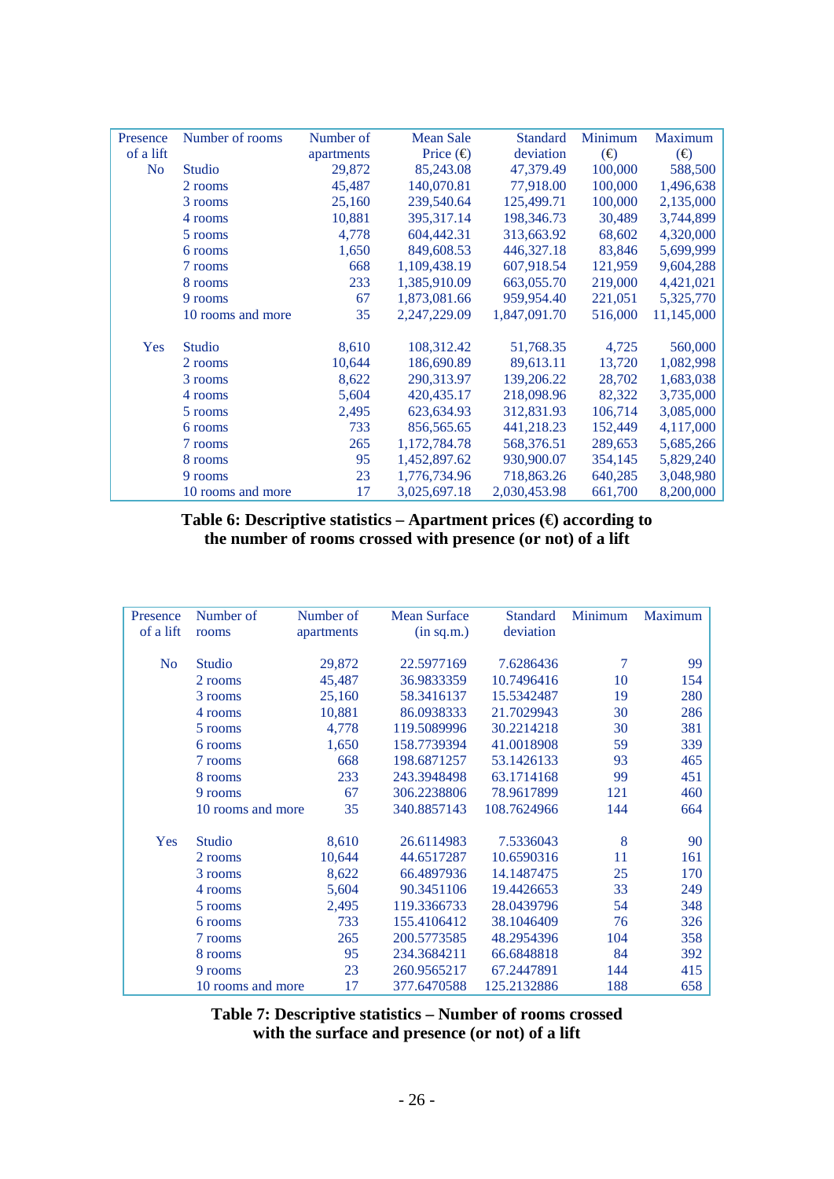| Presence of a lift | Number of rooms | Number of apartments | Mean Sale Price (€) | Standard deviation | Minimum (€) | Maximum (€) |
|---|---|---|---|---|---|---|
| No | Studio | 29,872 | 85,243.08 | 47,379.49 | 100,000 | 588,500 |
| | 2 rooms | 45,487 | 140,070.81 | 77,918.00 | 100,000 | 1,496,638 |
| | 3 rooms | 25,160 | 239,540.64 | 125,499.71 | 100,000 | 2,135,000 |
| | 4 rooms | 10,881 | 395,317.14 | 198,346.73 | 30,489 | 3,744,899 |
| | 5 rooms | 4,778 | 604,442.31 | 313,663.92 | 68,602 | 4,320,000 |
| | 6 rooms | 1,650 | 849,608.53 | 446,327.18 | 83,846 | 5,699,999 |
| | 7 rooms | 668 | 1,109,438.19 | 607,918.54 | 121,959 | 9,604,288 |
| | 8 rooms | 233 | 1,385,910.09 | 663,055.70 | 219,000 | 4,421,021 |
| | 9 rooms | 67 | 1,873,081.66 | 959,954.40 | 221,051 | 5,325,770 |
| | 10 rooms and more | 35 | 2,247,229.09 | 1,847,091.70 | 516,000 | 11,145,000 |
| Yes | Studio | 8,610 | 108,312.42 | 51,768.35 | 4,725 | 560,000 |
| | 2 rooms | 10,644 | 186,690.89 | 89,613.11 | 13,720 | 1,082,998 |
| | 3 rooms | 8,622 | 290,313.97 | 139,206.22 | 28,702 | 1,683,038 |
| | 4 rooms | 5,604 | 420,435.17 | 218,098.96 | 82,322 | 3,735,000 |
| | 5 rooms | 2,495 | 623,634.93 | 312,831.93 | 106,714 | 3,085,000 |
| | 6 rooms | 733 | 856,565.65 | 441,218.23 | 152,449 | 4,117,000 |
| | 7 rooms | 265 | 1,172,784.78 | 568,376.51 | 289,653 | 5,685,266 |
| | 8 rooms | 95 | 1,452,897.62 | 930,900.07 | 354,145 | 5,829,240 |
| | 9 rooms | 23 | 1,776,734.96 | 718,863.26 | 640,285 | 3,048,980 |
| | 10 rooms and more | 17 | 3,025,697.18 | 2,030,453.98 | 661,700 | 8,200,000 |

**Table 6: Descriptive statistics – Apartment prices (€) according to the number of rooms crossed with presence (or not) of a lift**

| Presence of a lift | Number of rooms | Number of apartments | Mean Surface (in sq.m.) | Standard deviation | Minimum | Maximum |
|---|---|---|---|---|---|---|
| No | Studio | 29,872 | 22.5977169 | 7.6286436 | 7 | 99 |
| | 2 rooms | 45,487 | 36.9833359 | 10.7496416 | 10 | 154 |
| | 3 rooms | 25,160 | 58.3416137 | 15.5342487 | 19 | 280 |
| | 4 rooms | 10,881 | 86.0938333 | 21.7029943 | 30 | 286 |
| | 5 rooms | 4,778 | 119.5089996 | 30.2214218 | 30 | 381 |
| | 6 rooms | 1,650 | 158.7739394 | 41.0018908 | 59 | 339 |
| | 7 rooms | 668 | 198.6871257 | 53.1426133 | 93 | 465 |
| | 8 rooms | 233 | 243.3948498 | 63.1714168 | 99 | 451 |
| | 9 rooms | 67 | 306.2238806 | 78.9617899 | 121 | 460 |
| | 10 rooms and more | 35 | 340.8857143 | 108.7624966 | 144 | 664 |
| Yes | Studio | 8,610 | 26.6114983 | 7.5336043 | 8 | 90 |
| | 2 rooms | 10,644 | 44.6517287 | 10.6590316 | 11 | 161 |
| | 3 rooms | 8,622 | 66.4897936 | 14.1487475 | 25 | 170 |
| | 4 rooms | 5,604 | 90.3451106 | 19.4426653 | 33 | 249 |
| | 5 rooms | 2,495 | 119.3366733 | 28.0439796 | 54 | 348 |
| | 6 rooms | 733 | 155.4106412 | 38.1046409 | 76 | 326 |
| | 7 rooms | 265 | 200.5773585 | 48.2954396 | 104 | 358 |
| | 8 rooms | 95 | 234.3684211 | 66.6848818 | 84 | 392 |
| | 9 rooms | 23 | 260.9565217 | 67.2447891 | 144 | 415 |
| | 10 rooms and more | 17 | 377.6470588 | 125.2132886 | 188 | 658 |

**Table 7: Descriptive statistics – Number of rooms crossed with the surface and presence (or not) of a lift**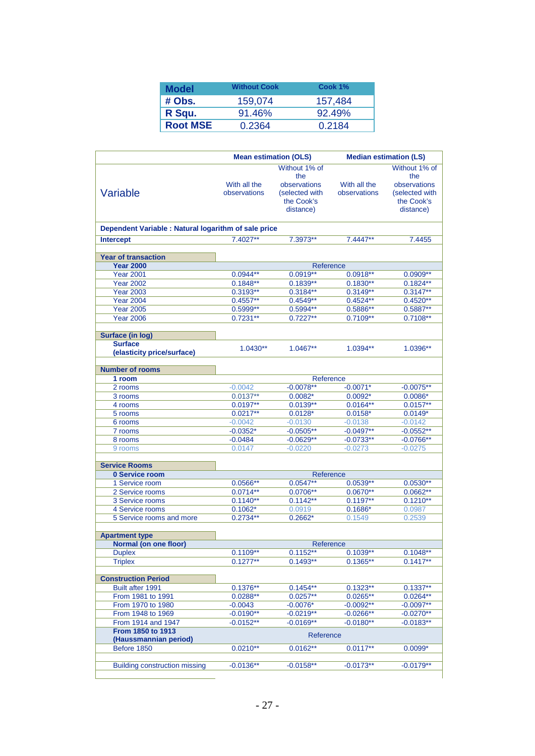| Model | Without Cook | Cook 1% |
|---|---|---|
| # Obs. | 159,074 | 157,484 |
| R Squ. | 91.46% | 92.49% |
| Root MSE | 0.2364 | 0.2184 |

| Variable | Mean estimation (OLS) | | Median estimation (LS) | |
|---|---|---|---|---|
| | With all the observations | Without 1% of the observations (selected with the Cook's distance) | With all the observations | Without 1% of the observations (selected with the Cook's distance) |
| **Dependent Variable : Natural logarithm of sale price** | | | | |
| **Intercept** | 7.4027** | 7.3973** | 7.4447** | 7.4455 |
| **Year of transaction** | | | | |
| **Year 2000** | Reference | | | |
| Year 2001 | 0.0944** | 0.0919** | 0.0918** | 0.0909** |
| Year 2002 | 0.1848** | 0.1839** | 0.1830** | 0.1824** |
| Year 2003 | 0.3193** | 0.3184** | 0.3149** | 0.3147** |
| Year 2004 | 0.4557** | 0.4549** | 0.4524** | 0.4520** |
| Year 2005 | 0.5999** | 0.5994** | 0.5886** | 0.5887** |
| Year 2006 | 0.7231** | 0.7227** | 0.7109** | 0.7108** |
| **Surface (in log)** | | | | |
| **Surface (elasticity price/surface)** | 1.0430** | 1.0467** | 1.0394** | 1.0396** |
| **Number of rooms** | | | | |
| **1 room** | Reference | | | |
| 2 rooms | -0.0042 | -0.0078** | -0.0071* | -0.0075** |
| 3 rooms | 0.0137** | 0.0082* | 0.0092* | 0.0086* |
| 4 rooms | 0.0197** | 0.0139** | 0.0164** | 0.0157** |
| 5 rooms | 0.0217** | 0.0128* | 0.0158* | 0.0149* |
| 6 rooms | -0.0042 | -0.0130 | -0.0138 | -0.0142 |
| 7 rooms | -0.0352* | -0.0505** | -0.0497** | -0.0552** |
| 8 rooms | -0.0484 | -0.0629** | -0.0733** | -0.0766** |
| 9 rooms | 0.0147 | -0.0220 | -0.0273 | -0.0275 |
| **Service Rooms** | | | | |
| **0 Service room** | Reference | | | |
| 1 Service room | 0.0566** | 0.0547** | 0.0539** | 0.0530** |
| 2 Service rooms | 0.0714** | 0.0706** | 0.0670** | 0.0662** |
| 3 Service rooms | 0.1140** | 0.1142** | 0.1197** | 0.1210** |
| 4 Service rooms | 0.1062* | 0.0919 | 0.1686* | 0.0987 |
| 5 Service rooms and more | 0.2734** | 0.2662* | 0.1549 | 0.2539 |
| **Apartment type** | | | | |
| **Normal (on one floor)** | Reference | | | |
| Duplex | 0.1109** | 0.1152** | 0.1039** | 0.1048** |
| Triplex | 0.1277** | 0.1493** | 0.1365** | 0.1417** |
| **Construction Period** | | | | |
| Built after 1991 | 0.1376** | 0.1454** | 0.1323** | 0.1337** |
| From 1981 to 1991 | 0.0288** | 0.0257** | 0.0265** | 0.0264** |
| From 1970 to 1980 | -0.0043 | -0.0076* | -0.0092** | -0.0097** |
| From 1948 to 1969 | -0.0190** | -0.0219** | -0.0266** | -0.0270** |
| From 1914 and 1947 | -0.0152** | -0.0169** | -0.0180** | -0.0183** |
| **From 1850 to 1913 (Haussmannian period)** | Reference | | | |
| Before 1850 | 0.0210** | 0.0162** | 0.0117** | 0.0099* |
| Building construction missing | -0.0136** | -0.0158** | -0.0173** | -0.0179** |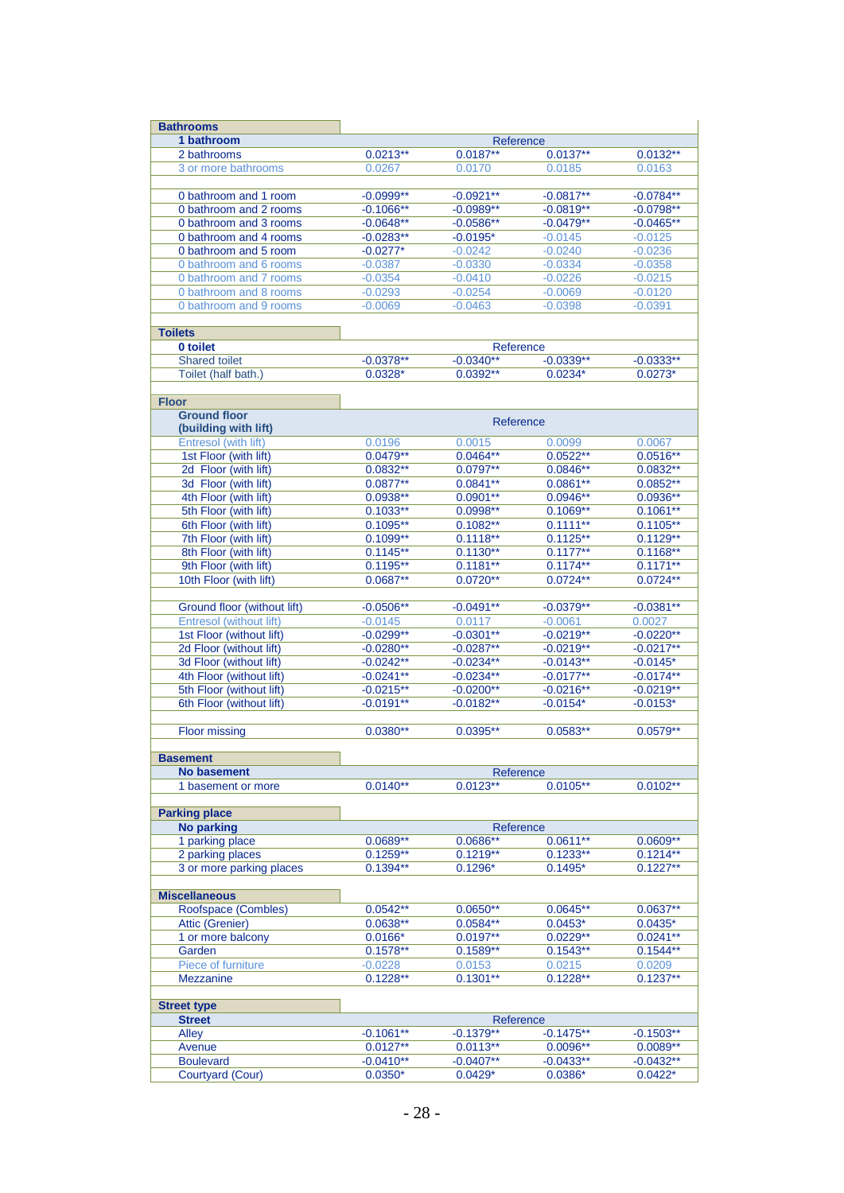| | | | | |
|---|---|---|---|---|
| **Bathrooms** | | | | |
| **1 bathroom** | Reference | | | |
| 2 bathrooms | 0.0213** | 0.0187** | 0.0137** | 0.0132** |
| 3 or more bathrooms | 0.0267 | 0.0170 | 0.0185 | 0.0163 |
| | | | | |
| 0 bathroom and 1 room | -0.0999** | -0.0921** | -0.0817** | -0.0784** |
| 0 bathroom and 2 rooms | -0.1066** | -0.0989** | -0.0819** | -0.0798** |
| 0 bathroom and 3 rooms | -0.0648** | -0.0586** | -0.0479** | -0.0465** |
| 0 bathroom and 4 rooms | -0.0283** | -0.0195* | -0.0145 | -0.0125 |
| 0 bathroom and 5 room | -0.0277* | -0.0242 | -0.0240 | -0.0236 |
| 0 bathroom and 6 rooms | -0.0387 | -0.0330 | -0.0334 | -0.0358 |
| 0 bathroom and 7 rooms | -0.0354 | -0.0410 | -0.0226 | -0.0215 |
| 0 bathroom and 8 rooms | -0.0293 | -0.0254 | -0.0069 | -0.0120 |
| 0 bathroom and 9 rooms | -0.0069 | -0.0463 | -0.0398 | -0.0391 |
| | | | | |
| **Toilets** | | | | |
| **0 toilet** | Reference | | | |
| Shared toilet | -0.0378** | -0.0340** | -0.0339** | -0.0333** |
| Toilet (half bath.) | 0.0328* | 0.0392** | 0.0234* | 0.0273* |
| | | | | |
| **Floor** | | | | |
| **Ground floor (building with lift)** | Reference | | | |
| Entresol (with lift) | 0.0196 | 0.0015 | 0.0099 | 0.0067 |
| 1st Floor (with lift) | 0.0479** | 0.0464** | 0.0522** | 0.0516** |
| 2d Floor (with lift) | 0.0832** | 0.0797** | 0.0846** | 0.0832** |
| 3d Floor (with lift) | 0.0877** | 0.0841** | 0.0861** | 0.0852** |
| 4th Floor (with lift) | 0.0938** | 0.0901** | 0.0946** | 0.0936** |
| 5th Floor (with lift) | 0.1033** | 0.0998** | 0.1069** | 0.1061** |
| 6th Floor (with lift) | 0.1095** | 0.1082** | 0.1111** | 0.1105** |
| 7th Floor (with lift) | 0.1099** | 0.1118** | 0.1125** | 0.1129** |
| 8th Floor (with lift) | 0.1145** | 0.1130** | 0.1177** | 0.1168** |
| 9th Floor (with lift) | 0.1195** | 0.1181** | 0.1174** | 0.1171** |
| 10th Floor (with lift) | 0.0687** | 0.0720** | 0.0724** | 0.0724** |
| | | | | |
| Ground floor (without lift) | -0.0506** | -0.0491** | -0.0379** | -0.0381** |
| Entresol (without lift) | -0.0145 | 0.0117 | -0.0061 | 0.0027 |
| 1st Floor (without lift) | -0.0299** | -0.0301** | -0.0219** | -0.0220** |
| 2d Floor (without lift) | -0.0280** | -0.0287** | -0.0219** | -0.0217** |
| 3d Floor (without lift) | -0.0242** | -0.0234** | -0.0143** | -0.0145* |
| 4th Floor (without lift) | -0.0241** | -0.0234** | -0.0177** | -0.0174** |
| 5th Floor (without lift) | -0.0215** | -0.0200** | -0.0216** | -0.0219** |
| 6th Floor (without lift) | -0.0191** | -0.0182** | -0.0154* | -0.0153* |
| | | | | |
| Floor missing | 0.0380** | 0.0395** | 0.0583** | 0.0579** |
| | | | | |
| **Basement** | | | | |
| **No basement** | Reference | | | |
| 1 basement or more | 0.0140** | 0.0123** | 0.0105** | 0.0102** |
| | | | | |
| **Parking place** | | | | |
| **No parking** | Reference | | | |
| 1 parking place | 0.0689** | 0.0686** | 0.0611** | 0.0609** |
| 2 parking places | 0.1259** | 0.1219** | 0.1233** | 0.1214** |
| 3 or more parking places | 0.1394** | 0.1296* | 0.1495* | 0.1227** |
| | | | | |
| **Miscellaneous** | | | | |
| Roofspace (Combles) | 0.0542** | 0.0650** | 0.0645** | 0.0637** |
| Attic (Grenier) | 0.0638** | 0.0584** | 0.0453* | 0.0435* |
| 1 or more balcony | 0.0166* | 0.0197** | 0.0229** | 0.0241** |
| Garden | 0.1578** | 0.1589** | 0.1543** | 0.1544** |
| Piece of furniture | -0.0228 | 0.0153 | 0.0215 | 0.0209 |
| Mezzanine | 0.1228** | 0.1301** | 0.1228** | 0.1237** |
| | | | | |
| **Street type** | | | | |
| **Street** | Reference | | | |
| Alley | -0.1061** | -0.1379** | -0.1475** | -0.1503** |
| Avenue | 0.0127** | 0.0113** | 0.0096** | 0.0089** |
| Boulevard | -0.0410** | -0.0407** | -0.0433** | -0.0432** |
| Courtyard (Cour) | 0.0350* | 0.0429* | 0.0386* | 0.0422* |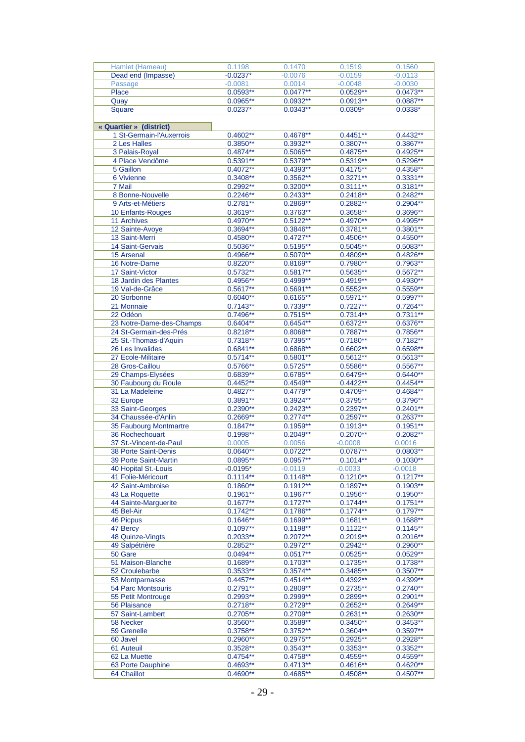| | | | | |
|---|---|---|---|---|
| Hamlet (Hameau) | 0.1198 | 0.1470 | 0.1519 | 0.1560 |
| Dead end (Impasse) | -0.0237* | -0.0076 | -0.0159 | -0.0113 |
| Passage | -0.0081 | 0.0014 | -0.0048 | -0.0030 |
| Place | 0.0593** | 0.0477** | 0.0529** | 0.0473** |
| Quay | 0.0965** | 0.0932** | 0.0913** | 0.0887** |
| Square | 0.0237* | 0.0343** | 0.0309* | 0.0338* |
| | | | | |
| **« Quartier » (district)** | | | | |
| 1 St-Germain-l'Auxerrois | 0.4602** | 0.4678** | 0.4451** | 0.4432** |
| 2 Les Halles | 0.3850** | 0.3932** | 0.3807** | 0.3867** |
| 3 Palais-Royal | 0.4874** | 0.5065** | 0.4875** | 0.4925** |
| 4 Place Vendôme | 0.5391** | 0.5379** | 0.5319** | 0.5296** |
| 5 Gaillon | 0.4072** | 0.4393** | 0.4175** | 0.4358** |
| 6 Vivienne | 0.3408** | 0.3562** | 0.3271** | 0.3331** |
| 7 Mail | 0.2992** | 0.3200** | 0.3111** | 0.3181** |
| 8 Bonne-Nouvelle | 0.2246** | 0.2433** | 0.2418** | 0.2482** |
| 9 Arts-et-Métiers | 0.2781** | 0.2869** | 0.2882** | 0.2904** |
| 10 Enfants-Rouges | 0.3619** | 0.3763** | 0.3658** | 0.3696** |
| 11 Archives | 0.4970** | 0.5122** | 0.4970** | 0.4995** |
| 12 Sainte-Avoye | 0.3694** | 0.3846** | 0.3781** | 0.3801** |
| 13 Saint-Merri | 0.4580** | 0.4727** | 0.4506** | 0.4550** |
| 14 Saint-Gervais | 0.5036** | 0.5195** | 0.5045** | 0.5083** |
| 15 Arsenal | 0.4966** | 0.5070** | 0.4809** | 0.4826** |
| 16 Notre-Dame | 0.8220** | 0.8169** | 0.7980** | 0.7963** |
| 17 Saint-Victor | 0.5732** | 0.5817** | 0.5635** | 0.5672** |
| 18 Jardin des Plantes | 0.4956** | 0.4999** | 0.4919** | 0.4930** |
| 19 Val-de-Grâce | 0.5617** | 0.5691** | 0.5552** | 0.5559** |
| 20 Sorbonne | 0.6040** | 0.6165** | 0.5971** | 0.5997** |
| 21 Monnaie | 0.7143** | 0.7339** | 0.7227** | 0.7264** |
| 22 Odéon | 0.7496** | 0.7515** | 0.7314** | 0.7311** |
| 23 Notre-Dame-des-Champs | 0.6404** | 0.6454** | 0.6372** | 0.6376** |
| 24 St-Germain-des-Prés | 0.8218** | 0.8068** | 0.7887** | 0.7856** |
| 25 St.-Thomas-d'Aquin | 0.7318** | 0.7395** | 0.7180** | 0.7182** |
| 26 Les Invalides | 0.6841** | 0.6868** | 0.6602** | 0.6598** |
| 27 Ecole-Militaire | 0.5714** | 0.5801** | 0.5612** | 0.5613** |
| 28 Gros-Caillou | 0.5766** | 0.5725** | 0.5586** | 0.5567** |
| 29 Champs-Elysées | 0.6839** | 0.6785** | 0.6479** | 0.6440** |
| 30 Faubourg du Roule | 0.4452** | 0.4549** | 0.4422** | 0.4454** |
| 31 La Madeleine | 0.4827** | 0.4779** | 0.4709** | 0.4684** |
| 32 Europe | 0.3891** | 0.3924** | 0.3795** | 0.3796** |
| 33 Saint-Georges | 0.2390** | 0.2423** | 0.2397** | 0.2401** |
| 34 Chaussée-d'Anlin | 0.2669** | 0.2774** | 0.2597** | 0.2637** |
| 35 Faubourg Montmartre | 0.1847** | 0.1959** | 0.1913** | 0.1951** |
| 36 Rochechouart | 0.1998** | 0.2049** | 0.2070** | 0.2082** |
| 37 St.-Vincent-de-Paul | 0.0005 | 0.0056 | -0.0008 | 0.0016 |
| 38 Porte Saint-Denis | 0.0640** | 0.0722** | 0.0787** | 0.0803** |
| 39 Porte Saint-Martin | 0.0895** | 0.0957** | 0.1014** | 0.1030** |
| 40 Hopital St.-Louis | -0.0195* | -0.0119 | -0.0033 | -0.0018 |
| 41 Folie-Méricourt | 0.1114** | 0.1148** | 0.1210** | 0.1217** |
| 42 Saint-Ambroise | 0.1860** | 0.1912** | 0.1897** | 0.1903** |
| 43 La Roquette | 0.1961** | 0.1967** | 0.1956** | 0.1950** |
| 44 Sainte-Marguerite | 0.1677** | 0.1727** | 0.1744** | 0.1751** |
| 45 Bel-Air | 0.1742** | 0.1786** | 0.1774** | 0.1797** |
| 46 Picpus | 0.1646** | 0.1699** | 0.1681** | 0.1688** |
| 47 Bercy | 0.1097** | 0.1198** | 0.1122** | 0.1145** |
| 48 Quinze-Vingts | 0.2033** | 0.2072** | 0.2019** | 0.2016** |
| 49 Salpêtrière | 0.2852** | 0.2972** | 0.2942** | 0.2960** |
| 50 Gare | 0.0494** | 0.0517** | 0.0525** | 0.0529** |
| 51 Maison-Blanche | 0.1689** | 0.1703** | 0.1735** | 0.1738** |
| 52 Croulebarbe | 0.3533** | 0.3574** | 0.3485** | 0.3507** |
| 53 Montparnasse | 0.4457** | 0.4514** | 0.4392** | 0.4399** |
| 54 Parc Montsouris | 0.2791** | 0.2809** | 0.2735** | 0.2740** |
| 55 Petit Montrouge | 0.2993** | 0.2999** | 0.2899** | 0.2901** |
| 56 Plaisance | 0.2718** | 0.2729** | 0.2652** | 0.2649** |
| 57 Saint-Lambert | 0.2705** | 0.2709** | 0.2631** | 0.2630** |
| 58 Necker | 0.3560** | 0.3589** | 0.3450** | 0.3453** |
| 59 Grenelle | 0.3758** | 0.3752** | 0.3604** | 0.3597** |
| 60 Javel | 0.2960** | 0.2975** | 0.2925** | 0.2928** |
| 61 Auteuil | 0.3528** | 0.3543** | 0.3353** | 0.3352** |
| 62 La Muette | 0.4754** | 0.4758** | 0.4559** | 0.4559** |
| 63 Porte Dauphine | 0.4693** | 0.4713** | 0.4616** | 0.4620** |
| 64 Chaillot | 0.4690** | 0.4685** | 0.4508** | 0.4507** |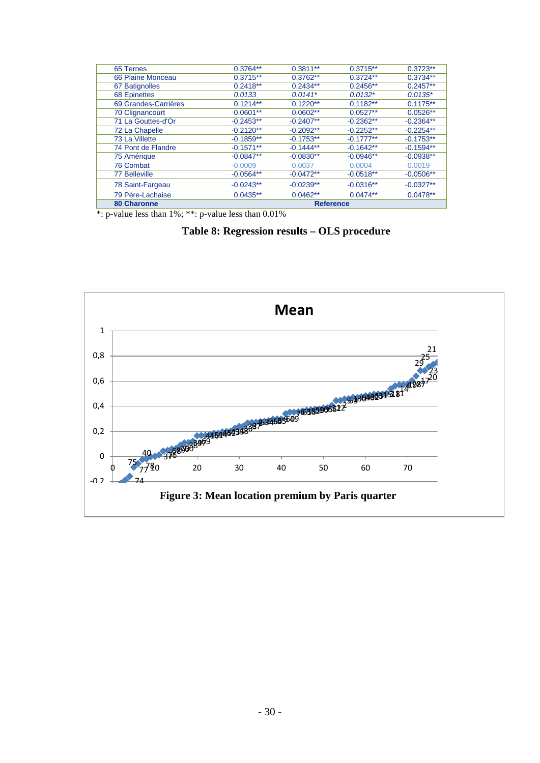| | | | | |
|---|---|---|---|---|
| 65 Ternes | 0.3764** | 0.3811** | 0.3715** | 0.3723** |
| 66 Plaine Monceau | 0.3715** | 0.3762** | 0.3724** | 0.3734** |
| 67 Batignolles | 0.2418** | 0.2434** | 0.2456** | 0.2457** |
| 68 Epinettes | *0.0133* | *0.0141** | *0.0132** | *0.0135** |
| 69 Grandes-Carrières | 0.1214** | 0.1220** | 0.1182** | 0.1175** |
| 70 Clignancourt | 0.0601** | 0.0602** | 0.0527** | 0.0526** |
| 71 La Gouttes-d'Or | -0.2453** | -0.2407** | -0.2362** | -0.2364** |
| 72 La Chapelle | -0.2120** | -0.2092** | -0.2252** | -0.2254** |
| 73 La Villette | -0.1859** | -0.1753** | -0.1777** | -0.1753** |
| 74 Pont de Flandre | -0.1571** | -0.1444** | -0.1642** | -0.1594** |
| 75 Amérique | -0.0847** | -0.0830** | -0.0946** | -0.0938** |
| 76 Combat | -0.0009 | 0.0037 | 0.0004 | 0.0019 |
| 77 Belleville | -0.0564** | -0.0472** | -0.0518** | -0.0506** |
| 78 Saint-Fargeau | -0.0243** | -0.0239** | -0.0316** | -0.0327** |
| 79 Père-Lachaise | 0.0435** | 0.0462** | 0.0474** | 0.0478** |
| **80 Charonne** | **Reference** | | | |

*: p-value less than 1%; **: p-value less than 0.01%

**Table 8: Regression results – OLS procedure**

**Figure 3: Mean location premium by Paris quarter**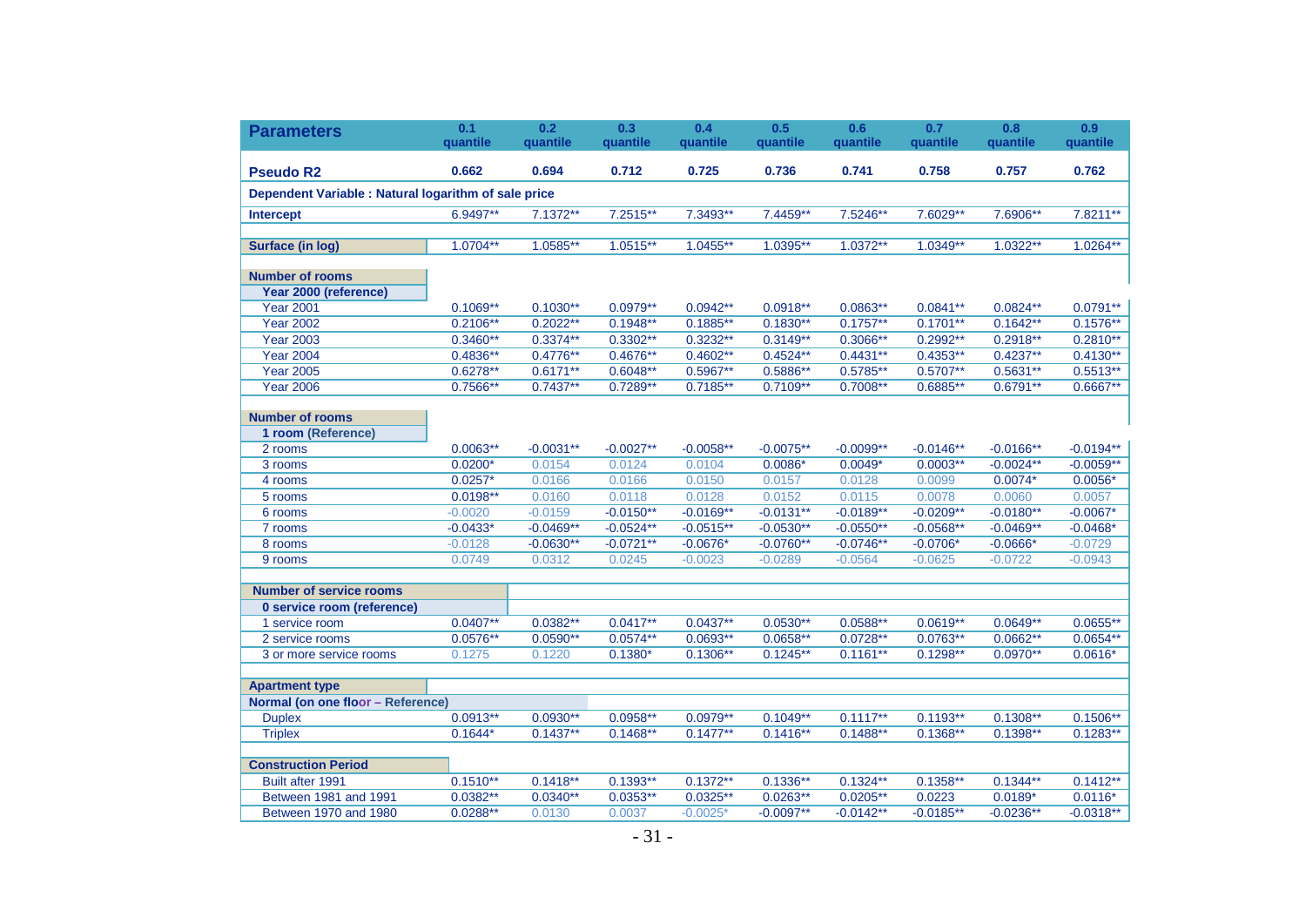| Parameters | 0.1 quantile | 0.2 quantile | 0.3 quantile | 0.4 quantile | 0.5 quantile | 0.6 quantile | 0.7 quantile | 0.8 quantile | 0.9 quantile |
|---|---|---|---|---|---|---|---|---|---|
| **Pseudo R2** | **0.662** | **0.694** | **0.712** | **0.725** | **0.736** | **0.741** | **0.758** | **0.757** | **0.762** |
| **Dependent Variable : Natural logarithm of sale price** | | | | | | | | | |
| **Intercept** | 6.9497** | 7.1372** | 7.2515** | 7.3493** | 7.4459** | 7.5246** | 7.6029** | 7.6906** | 7.8211** |
| | | | | | | | | | |
| **Surface (in log)** | 1.0704** | 1.0585** | 1.0515** | 1.0455** | 1.0395** | 1.0372** | 1.0349** | 1.0322** | 1.0264** |
| | | | | | | | | | |
| **Number of rooms** | | | | | | | | | |
| **Year 2000 (reference)** | | | | | | | | | |
| Year 2001 | 0.1069** | 0.1030** | 0.0979** | 0.0942** | 0.0918** | 0.0863** | 0.0841** | 0.0824** | 0.0791** |
| Year 2002 | 0.2106** | 0.2022** | 0.1948** | 0.1885** | 0.1830** | 0.1757** | 0.1701** | 0.1642** | 0.1576** |
| Year 2003 | 0.3460** | 0.3374** | 0.3302** | 0.3232** | 0.3149** | 0.3066** | 0.2992** | 0.2918** | 0.2810** |
| Year 2004 | 0.4836** | 0.4776** | 0.4676** | 0.4602** | 0.4524** | 0.4431** | 0.4353** | 0.4237** | 0.4130** |
| Year 2005 | 0.6278** | 0.6171** | 0.6048** | 0.5967** | 0.5886** | 0.5785** | 0.5707** | 0.5631** | 0.5513** |
| Year 2006 | 0.7566** | 0.7437** | 0.7289** | 0.7185** | 0.7109** | 0.7008** | 0.6885** | 0.6791** | 0.6667** |
| | | | | | | | | | |
| **Number of rooms** | | | | | | | | | |
| **1 room (Reference)** | | | | | | | | | |
| 2 rooms | 0.0063** | -0.0031** | -0.0027** | -0.0058** | -0.0075** | -0.0099** | -0.0146** | -0.0166** | -0.0194** |
| 3 rooms | 0.0200* | 0.0154 | 0.0124 | 0.0104 | 0.0086* | 0.0049* | 0.0003** | -0.0024** | -0.0059** |
| 4 rooms | 0.0257* | 0.0166 | 0.0166 | 0.0150 | 0.0157 | 0.0128 | 0.0099 | 0.0074* | 0.0056* |
| 5 rooms | 0.0198** | 0.0160 | 0.0118 | 0.0128 | 0.0152 | 0.0115 | 0.0078 | 0.0060 | 0.0057 |
| 6 rooms | -0.0020 | -0.0159 | -0.0150** | -0.0169** | -0.0131** | -0.0189** | -0.0209** | -0.0180** | -0.0067* |
| 7 rooms | -0.0433* | -0.0469** | -0.0524** | -0.0515** | -0.0530** | -0.0550** | -0.0568** | -0.0469** | -0.0468* |
| 8 rooms | -0.0128 | -0.0630** | -0.0721** | -0.0676* | -0.0760** | -0.0746** | -0.0706* | -0.0666* | -0.0729 |
| 9 rooms | 0.0749 | 0.0312 | 0.0245 | -0.0023 | -0.0289 | -0.0564 | -0.0625 | -0.0722 | -0.0943 |
| | | | | | | | | | |
| **Number of service rooms** | | | | | | | | | |
| **0 service room (reference)** | | | | | | | | | |
| 1 service room | 0.0407** | 0.0382** | 0.0417** | 0.0437** | 0.0530** | 0.0588** | 0.0619** | 0.0649** | 0.0655** |
| 2 service rooms | 0.0576** | 0.0590** | 0.0574** | 0.0693** | 0.0658** | 0.0728** | 0.0763** | 0.0662** | 0.0654** |
| 3 or more service rooms | 0.1275 | 0.1220 | 0.1380* | 0.1306** | 0.1245** | 0.1161** | 0.1298** | 0.0970** | 0.0616* |
| | | | | | | | | | |
| **Apartment type** | | | | | | | | | |
| **Normal (on one floor – Reference)** | | | | | | | | | |
| Duplex | 0.0913** | 0.0930** | 0.0958** | 0.0979** | 0.1049** | 0.1117** | 0.1193** | 0.1308** | 0.1506** |
| Triplex | 0.1644* | 0.1437** | 0.1468** | 0.1477** | 0.1416** | 0.1488** | 0.1368** | 0.1398** | 0.1283** |
| | | | | | | | | | |
| **Construction Period** | | | | | | | | | |
| Built after 1991 | 0.1510** | 0.1418** | 0.1393** | 0.1372** | 0.1336** | 0.1324** | 0.1358** | 0.1344** | 0.1412** |
| Between 1981 and 1991 | 0.0382** | 0.0340** | 0.0353** | 0.0325** | 0.0263** | 0.0205** | 0.0223 | 0.0189* | 0.0116* |
| Between 1970 and 1980 | 0.0288** | 0.0130 | 0.0037 | -0.0025* | -0.0097** | -0.0142** | -0.0185** | -0.0236** | -0.0318** |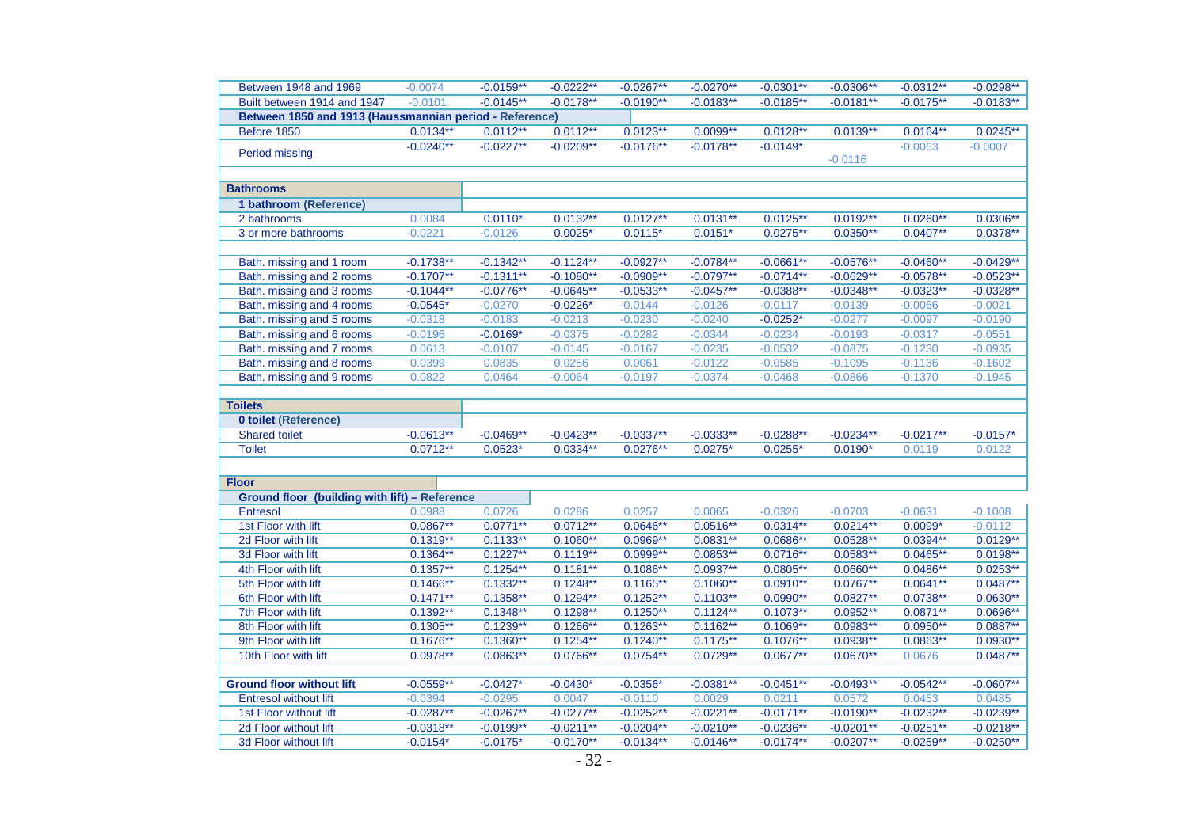| | | | | | | | | | |
|---|---|---|---|---|---|---|---|---|---|
| Between 1948 and 1969 | -0.0074 | -0.0159** | -0.0222** | -0.0267** | -0.0270** | -0.0301** | -0.0306** | -0.0312** | -0.0298** |
| Built between 1914 and 1947 | -0.0101 | -0.0145** | -0.0178** | -0.0190** | -0.0183** | -0.0185** | -0.0181** | -0.0175** | -0.0183** |
| **Between 1850 and 1913 (Haussmannian period - Reference)** | | | | | | | | | |
| Before 1850 | 0.0134** | 0.0112** | 0.0112** | 0.0123** | 0.0099** | 0.0128** | 0.0139** | 0.0164** | 0.0245** |
| Period missing | -0.0240** | -0.0227** | -0.0209** | -0.0176** | -0.0178** | -0.0149* | -0.0116 | -0.0063 | -0.0007 |
| | | | | | | | | | |
| **Bathrooms** | | | | | | | | | |
| **1 bathroom (Reference)** | | | | | | | | | |
| 2 bathrooms | 0.0084 | 0.0110* | 0.0132** | 0.0127** | 0.0131** | 0.0125** | 0.0192** | 0.0260** | 0.0306** |
| 3 or more bathrooms | -0.0221 | -0.0126 | 0.0025* | 0.0115* | 0.0151* | 0.0275** | 0.0350** | 0.0407** | 0.0378** |
| | | | | | | | | | |
| Bath. missing and 1 room | -0.1738** | -0.1342** | -0.1124** | -0.0927** | -0.0784** | -0.0661** | -0.0576** | -0.0460** | -0.0429** |
| Bath. missing and 2 rooms | -0.1707** | -0.1311** | -0.1080** | -0.0909** | -0.0797** | -0.0714** | -0.0629** | -0.0578** | -0.0523** |
| Bath. missing and 3 rooms | -0.1044** | -0.0776** | -0.0645** | -0.0533** | -0.0457** | -0.0388** | -0.0348** | -0.0323** | -0.0328** |
| Bath. missing and 4 rooms | -0.0545* | -0.0270 | -0.0226* | -0.0144 | -0.0126 | -0.0117 | -0.0139 | -0.0066 | -0.0021 |
| Bath. missing and 5 rooms | -0.0318 | -0.0183 | -0.0213 | -0.0230 | -0.0240 | -0.0252* | -0.0277 | -0.0097 | -0.0190 |
| Bath. missing and 6 rooms | -0.0196 | -0.0169* | -0.0375 | -0.0282 | -0.0344 | -0.0234 | -0.0193 | -0.0317 | -0.0551 |
| Bath. missing and 7 rooms | 0.0613 | -0.0107 | -0.0145 | -0.0167 | -0.0235 | -0.0532 | -0.0875 | -0.1230 | -0.0935 |
| Bath. missing and 8 rooms | 0.0399 | 0.0835 | 0.0256 | 0.0061 | -0.0122 | -0.0585 | -0.1095 | -0.1136 | -0.1602 |
| Bath. missing and 9 rooms | 0.0822 | 0.0464 | -0.0064 | -0.0197 | -0.0374 | -0.0468 | -0.0866 | -0.1370 | -0.1945 |
| | | | | | | | | | |
| **Toilets** | | | | | | | | | |
| **0 toilet (Reference)** | | | | | | | | | |
| Shared toilet | -0.0613** | -0.0469** | -0.0423** | -0.0337** | -0.0333** | -0.0288** | -0.0234** | -0.0217** | -0.0157* |
| Toilet | 0.0712** | 0.0523* | 0.0334** | 0.0276** | 0.0275* | 0.0255* | 0.0190* | 0.0119 | 0.0122 |
| | | | | | | | | | |
| **Floor** | | | | | | | | | |
| **Ground floor (building with lift) – Reference** | | | | | | | | | |
| Entresol | 0.0988 | 0.0726 | 0.0286 | 0.0257 | 0.0065 | -0.0326 | -0.0703 | -0.0631 | -0.1008 |
| 1st Floor with lift | 0.0867** | 0.0771** | 0.0712** | 0.0646** | 0.0516** | 0.0314** | 0.0214** | 0.0099* | -0.0112 |
| 2d Floor with lift | 0.1319** | 0.1133** | 0.1060** | 0.0969** | 0.0831** | 0.0686** | 0.0528** | 0.0394** | 0.0129** |
| 3d Floor with lift | 0.1364** | 0.1227** | 0.1119** | 0.0999** | 0.0853** | 0.0716** | 0.0583** | 0.0465** | 0.0198** |
| 4th Floor with lift | 0.1357** | 0.1254** | 0.1181** | 0.1086** | 0.0937** | 0.0805** | 0.0660** | 0.0486** | 0.0253** |
| 5th Floor with lift | 0.1466** | 0.1332** | 0.1248** | 0.1165** | 0.1060** | 0.0910** | 0.0767** | 0.0641** | 0.0487** |
| 6th Floor with lift | 0.1471** | 0.1358** | 0.1294** | 0.1252** | 0.1103** | 0.0990** | 0.0827** | 0.0738** | 0.0630** |
| 7th Floor with lift | 0.1392** | 0.1348** | 0.1298** | 0.1250** | 0.1124** | 0.1073** | 0.0952** | 0.0871** | 0.0696** |
| 8th Floor with lift | 0.1305** | 0.1239** | 0.1266** | 0.1263** | 0.1162** | 0.1069** | 0.0983** | 0.0950** | 0.0887** |
| 9th Floor with lift | 0.1676** | 0.1360** | 0.1254** | 0.1240** | 0.1175** | 0.1076** | 0.0938** | 0.0863** | 0.0930** |
| 10th Floor with lift | 0.0978** | 0.0863** | 0.0766** | 0.0754** | 0.0729** | 0.0677** | 0.0670** | 0.0676 | 0.0487** |
| | | | | | | | | | |
| **Ground floor without lift** | -0.0559** | -0.0427* | -0.0430* | -0.0356* | -0.0381** | -0.0451** | -0.0493** | -0.0542** | -0.0607** |
| Entresol without lift | -0.0394 | -0.0295 | 0.0047 | -0.0110 | 0.0029 | 0.0211 | 0.0572 | 0.0453 | 0.0485 |
| 1st Floor without lift | -0.0287** | -0.0267** | -0.0277** | -0.0252** | -0.0221** | -0.0171** | -0.0190** | -0.0232** | -0.0239** |
| 2d Floor without lift | -0.0318** | -0.0199** | -0.0211** | -0.0204** | -0.0210** | -0.0236** | -0.0201** | -0.0251** | -0.0218** |
| 3d Floor without lift | -0.0154* | -0.0175* | -0.0170** | -0.0134** | -0.0146** | -0.0174** | -0.0207** | -0.0259** | -0.0250** |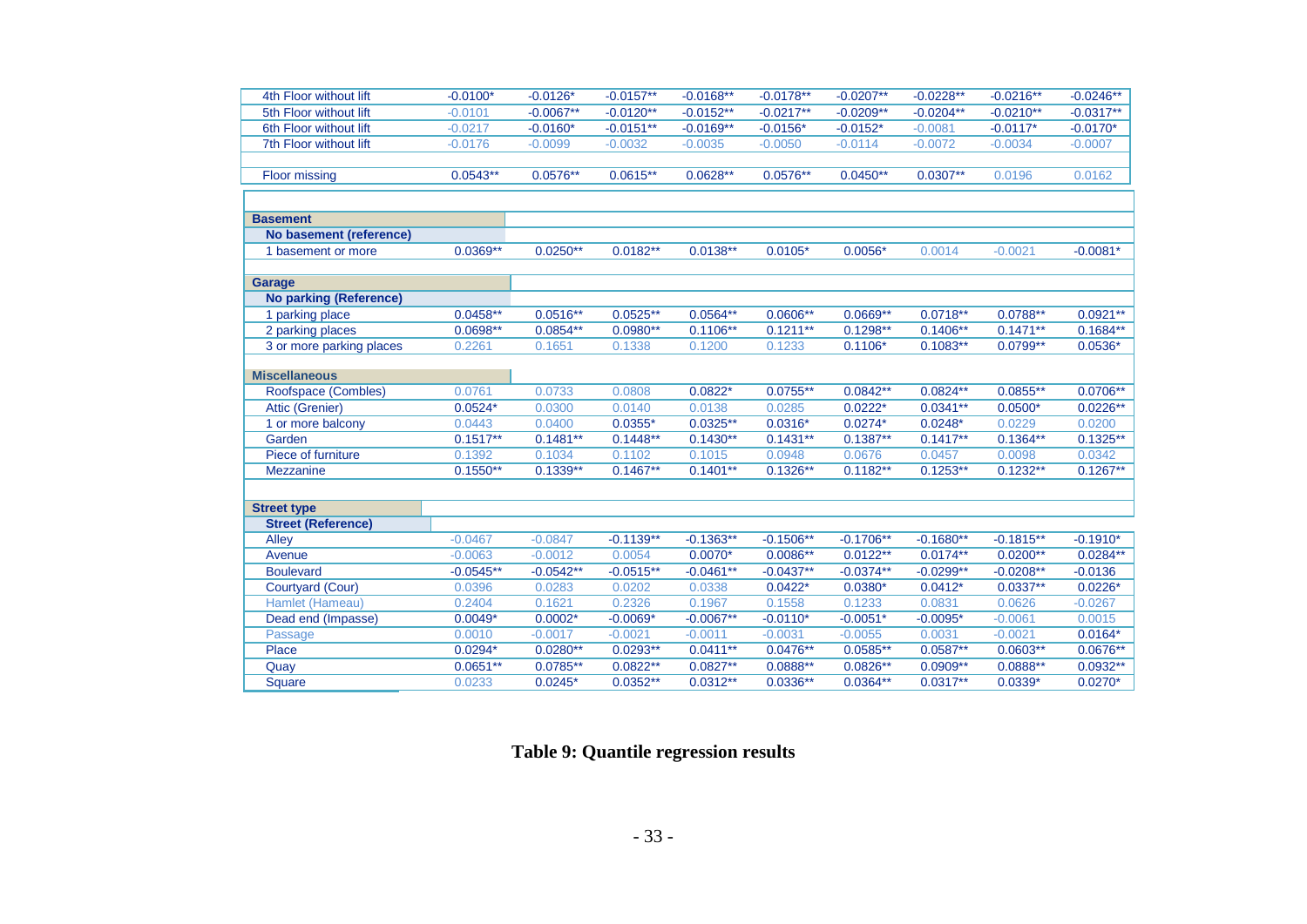| | | | | | | | | | |
|---|---|---|---|---|---|---|---|---|---|
| 4th Floor without lift | -0.0100* | -0.0126* | -0.0157** | -0.0168** | -0.0178** | -0.0207** | -0.0228** | -0.0216** | -0.0246** |
| 5th Floor without lift | -0.0101 | -0.0067** | -0.0120** | -0.0152** | -0.0217** | -0.0209** | -0.0204** | -0.0210** | -0.0317** |
| 6th Floor without lift | -0.0217 | -0.0160* | -0.0151** | -0.0169** | -0.0156* | -0.0152* | -0.0081 | -0.0117* | -0.0170* |
| 7th Floor without lift | -0.0176 | -0.0099 | -0.0032 | -0.0035 | -0.0050 | -0.0114 | -0.0072 | -0.0034 | -0.0007 |
| | | | | | | | | | |
| Floor missing | 0.0543** | 0.0576** | 0.0615** | 0.0628** | 0.0576** | 0.0450** | 0.0307** | 0.0196 | 0.0162 |
| | | | | | | | | | |
| **Basement** | | | | | | | | | |
| **No basement (reference)** | | | | | | | | | |
| 1 basement or more | 0.0369** | 0.0250** | 0.0182** | 0.0138** | 0.0105* | 0.0056* | 0.0014 | -0.0021 | -0.0081* |
| | | | | | | | | | |
| **Garage** | | | | | | | | | |
| **No parking (Reference)** | | | | | | | | | |
| 1 parking place | 0.0458** | 0.0516** | 0.0525** | 0.0564** | 0.0606** | 0.0669** | 0.0718** | 0.0788** | 0.0921** |
| 2 parking places | 0.0698** | 0.0854** | 0.0980** | 0.1106** | 0.1211** | 0.1298** | 0.1406** | 0.1471** | 0.1684** |
| 3 or more parking places | 0.2261 | 0.1651 | 0.1338 | 0.1200 | 0.1233 | 0.1106* | 0.1083** | 0.0799** | 0.0536* |
| | | | | | | | | | |
| **Miscellaneous** | | | | | | | | | |
| Roofspace (Combles) | 0.0761 | 0.0733 | 0.0808 | 0.0822* | 0.0755** | 0.0842** | 0.0824** | 0.0855** | 0.0706** |
| Attic (Grenier) | 0.0524* | 0.0300 | 0.0140 | 0.0138 | 0.0285 | 0.0222* | 0.0341** | 0.0500* | 0.0226** |
| 1 or more balcony | 0.0443 | 0.0400 | 0.0355* | 0.0325** | 0.0316* | 0.0274* | 0.0248* | 0.0229 | 0.0200 |
| Garden | 0.1517** | 0.1481** | 0.1448** | 0.1430** | 0.1431** | 0.1387** | 0.1417** | 0.1364** | 0.1325** |
| Piece of furniture | 0.1392 | 0.1034 | 0.1102 | 0.1015 | 0.0948 | 0.0676 | 0.0457 | 0.0098 | 0.0342 |
| Mezzanine | 0.1550** | 0.1339** | 0.1467** | 0.1401** | 0.1326** | 0.1182** | 0.1253** | 0.1232** | 0.1267** |
| | | | | | | | | | |
| **Street type** | | | | | | | | | |
| **Street (Reference)** | | | | | | | | | |
| Alley | -0.0467 | -0.0847 | -0.1139** | -0.1363** | -0.1506** | -0.1706** | -0.1680** | -0.1815** | -0.1910* |
| Avenue | -0.0063 | -0.0012 | 0.0054 | 0.0070* | 0.0086** | 0.0122** | 0.0174** | 0.0200** | 0.0284** |
| Boulevard | -0.0545** | -0.0542** | -0.0515** | -0.0461** | -0.0437** | -0.0374** | -0.0299** | -0.0208** | -0.0136 |
| Courtyard (Cour) | 0.0396 | 0.0283 | 0.0202 | 0.0338 | 0.0422* | 0.0380* | 0.0412* | 0.0337** | 0.0226* |
| Hamlet (Hameau) | 0.2404 | 0.1621 | 0.2326 | 0.1967 | 0.1558 | 0.1233 | 0.0831 | 0.0626 | -0.0267 |
| Dead end (Impasse) | 0.0049* | 0.0002* | -0.0069* | -0.0067** | -0.0110* | -0.0051* | -0.0095* | -0.0061 | 0.0015 |
| Passage | 0.0010 | -0.0017 | -0.0021 | -0.0011 | -0.0031 | -0.0055 | 0.0031 | -0.0021 | 0.0164* |
| Place | 0.0294* | 0.0280** | 0.0293** | 0.0411** | 0.0476** | 0.0585** | 0.0587** | 0.0603** | 0.0676** |
| Quay | 0.0651** | 0.0785** | 0.0822** | 0.0827** | 0.0888** | 0.0826** | 0.0909** | 0.0888** | 0.0932** |
| Square | 0.0233 | 0.0245* | 0.0352** | 0.0312** | 0.0336** | 0.0364** | 0.0317** | 0.0339* | 0.0270* |

**Table 9: Quantile regression results**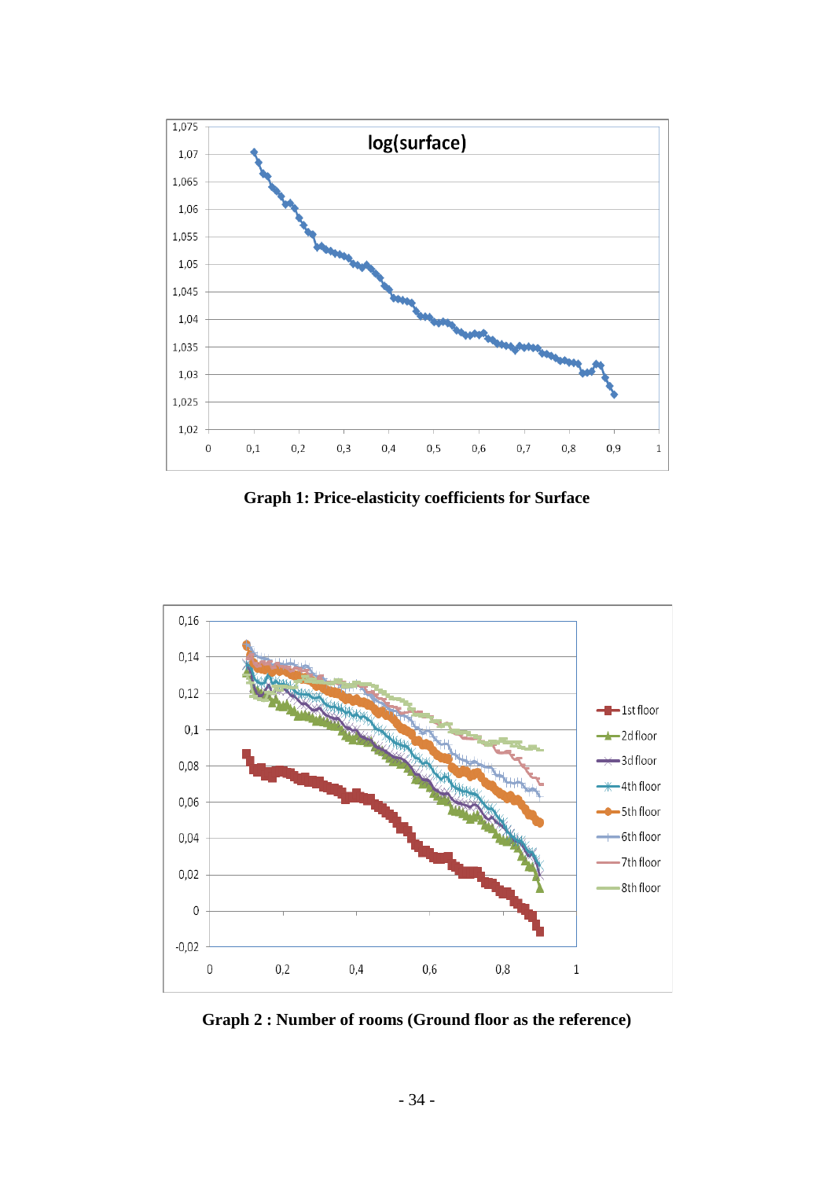**Graph 1: Price-elasticity coefficients for Surface**

**Graph 2 : Number of rooms (Ground floor as the reference)**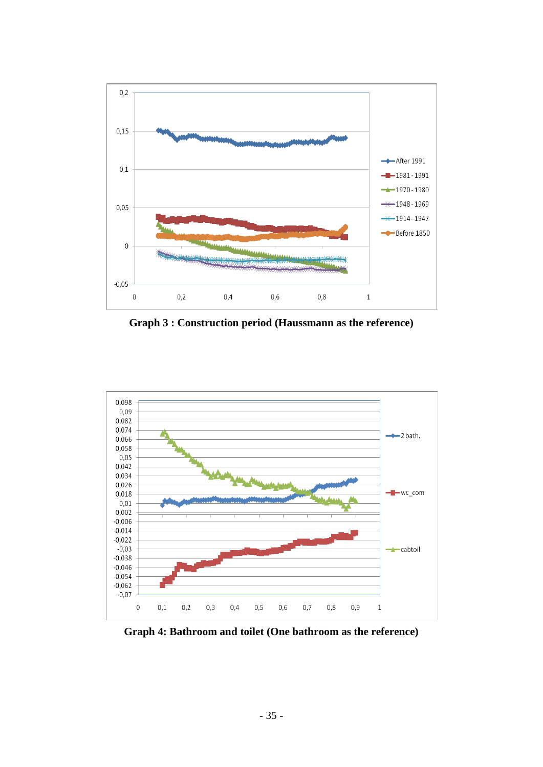**Graph 3 : Construction period (Haussmann as the reference)**

**Graph 4: Bathroom and toilet (One bathroom as the reference)**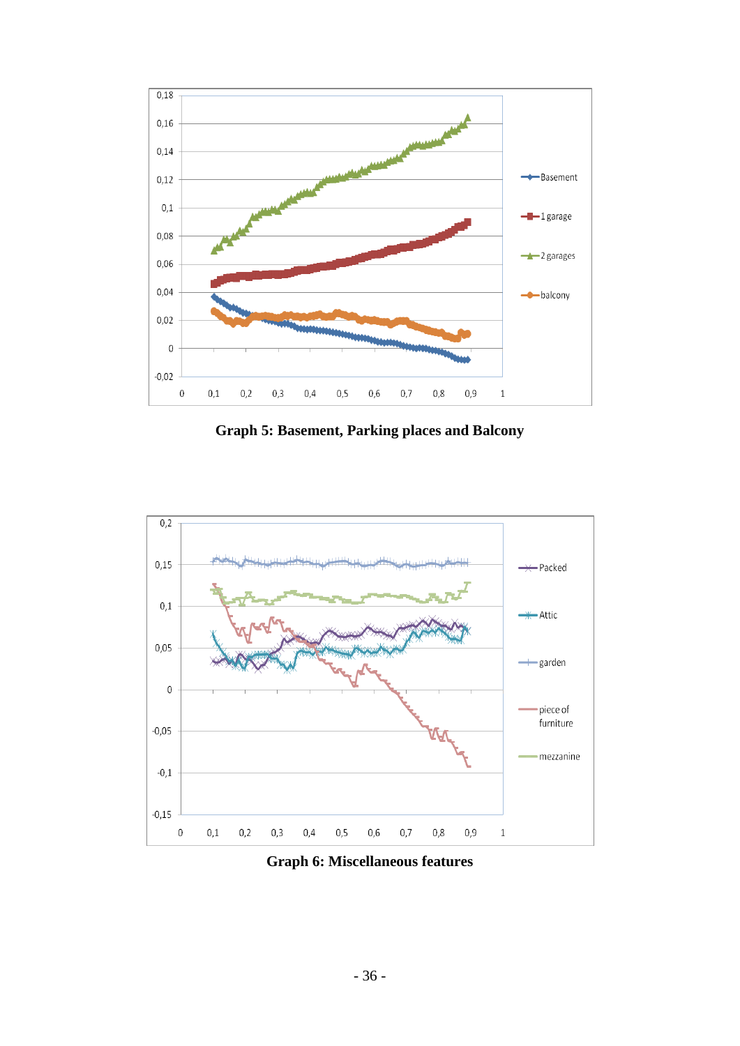Graph 5: Basement, Parking places and Balcony

Graph 6: Miscellaneous features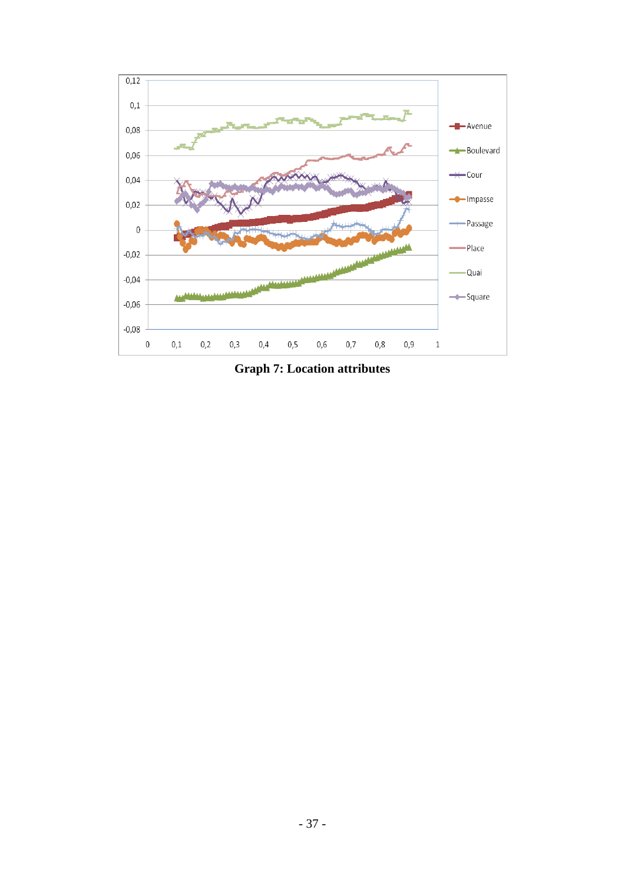0,12
0,1
0,08
0,06
0,04
0,02
0
-0,02
-0,04
-0,06
-0,08

0
0,1
0,2
0,3
0,4
0,5
0,6
0,7
0,8
0,9
1

Avenue
Boulevard
Cour
Impasse
Passage
Place
Quai
Square

**Graph 7: Location attributes**